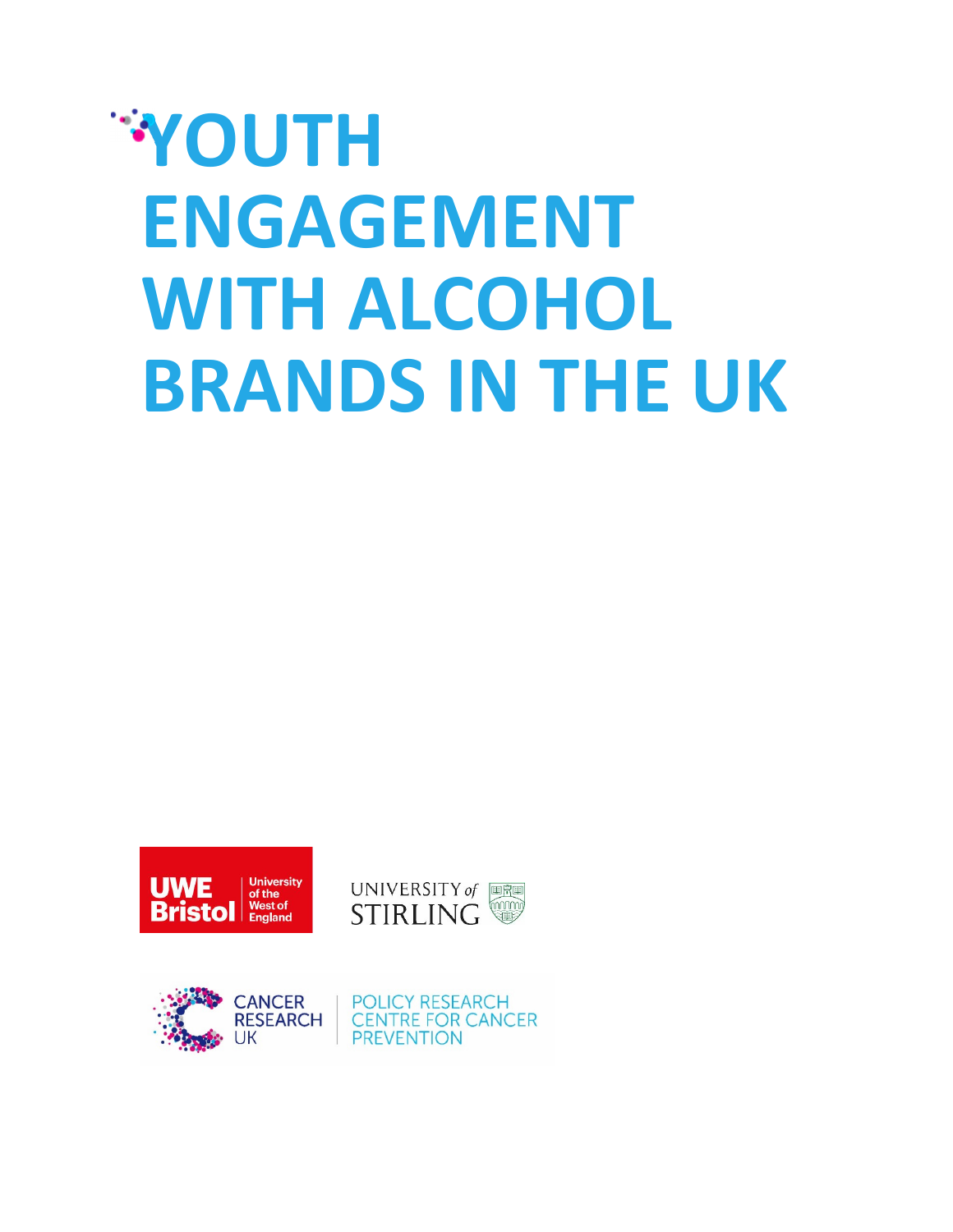# YOUTH ENGAGEMENT WITH ALCOHOL BRANDS IN THE UK

UWE Bristol | University of the West of England

UNIVERSITY of STIRLING

CANCER RESEARCH UK | POLICY RESEARCH CENTRE FOR CANCER PREVENTION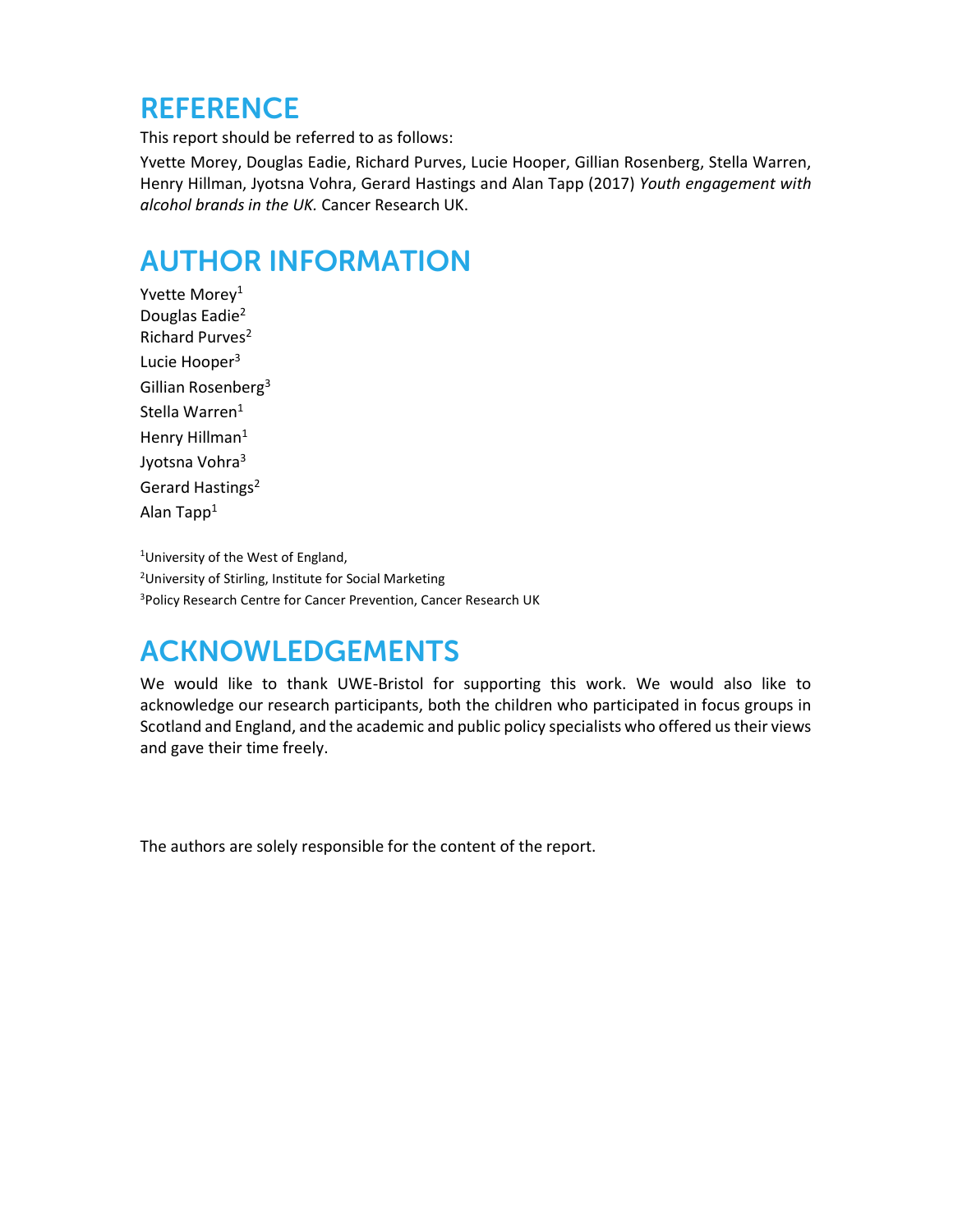## REFERENCE

This report should be referred to as follows:

Yvette Morey, Douglas Eadie, Richard Purves, Lucie Hooper, Gillian Rosenberg, Stella Warren, Henry Hillman, Jyotsna Vohra, Gerard Hastings and Alan Tapp (2017) *Youth engagement with alcohol brands in the UK.* Cancer Research UK.

## AUTHOR INFORMATION

Yvette Morey[1]
Douglas Eadie[2]
Richard Purves[2]
Lucie Hooper[3]
Gillian Rosenberg[3]
Stella Warren[1]
Henry Hillman[1]
Jyotsna Vohra[3]
Gerard Hastings[2]
Alan Tapp[1]

[1]University of the West of England,
[2]University of Stirling, Institute for Social Marketing
[3]Policy Research Centre for Cancer Prevention, Cancer Research UK

## ACKNOWLEDGEMENTS

We would like to thank UWE-Bristol for supporting this work. We would also like to acknowledge our research participants, both the children who participated in focus groups in Scotland and England, and the academic and public policy specialists who offered us their views and gave their time freely.

The authors are solely responsible for the content of the report.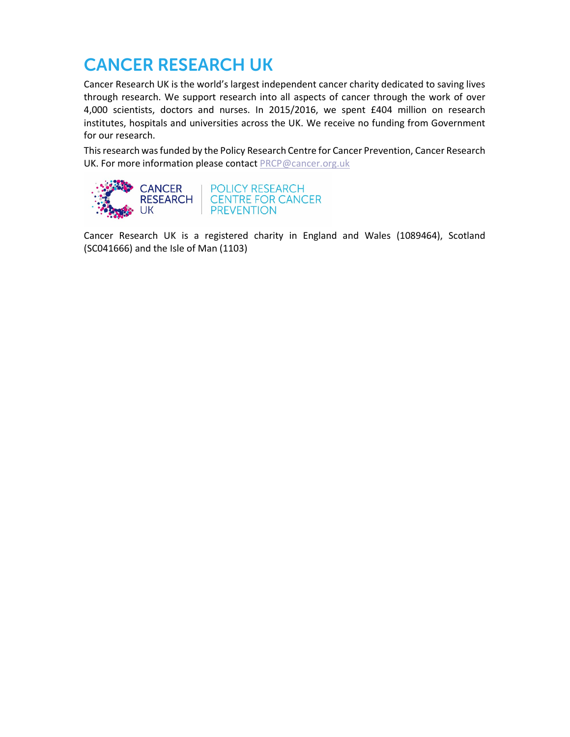# CANCER RESEARCH UK

Cancer Research UK is the world's largest independent cancer charity dedicated to saving lives through research. We support research into all aspects of cancer through the work of over 4,000 scientists, doctors and nurses. In 2015/2016, we spent £404 million on research institutes, hospitals and universities across the UK. We receive no funding from Government for our research.

This research was funded by the Policy Research Centre for Cancer Prevention, Cancer Research UK. For more information please contact PRCP@cancer.org.uk

CANCER RESEARCH UK | POLICY RESEARCH CENTRE FOR CANCER PREVENTION

Cancer Research UK is a registered charity in England and Wales (1089464), Scotland (SC041666) and the Isle of Man (1103)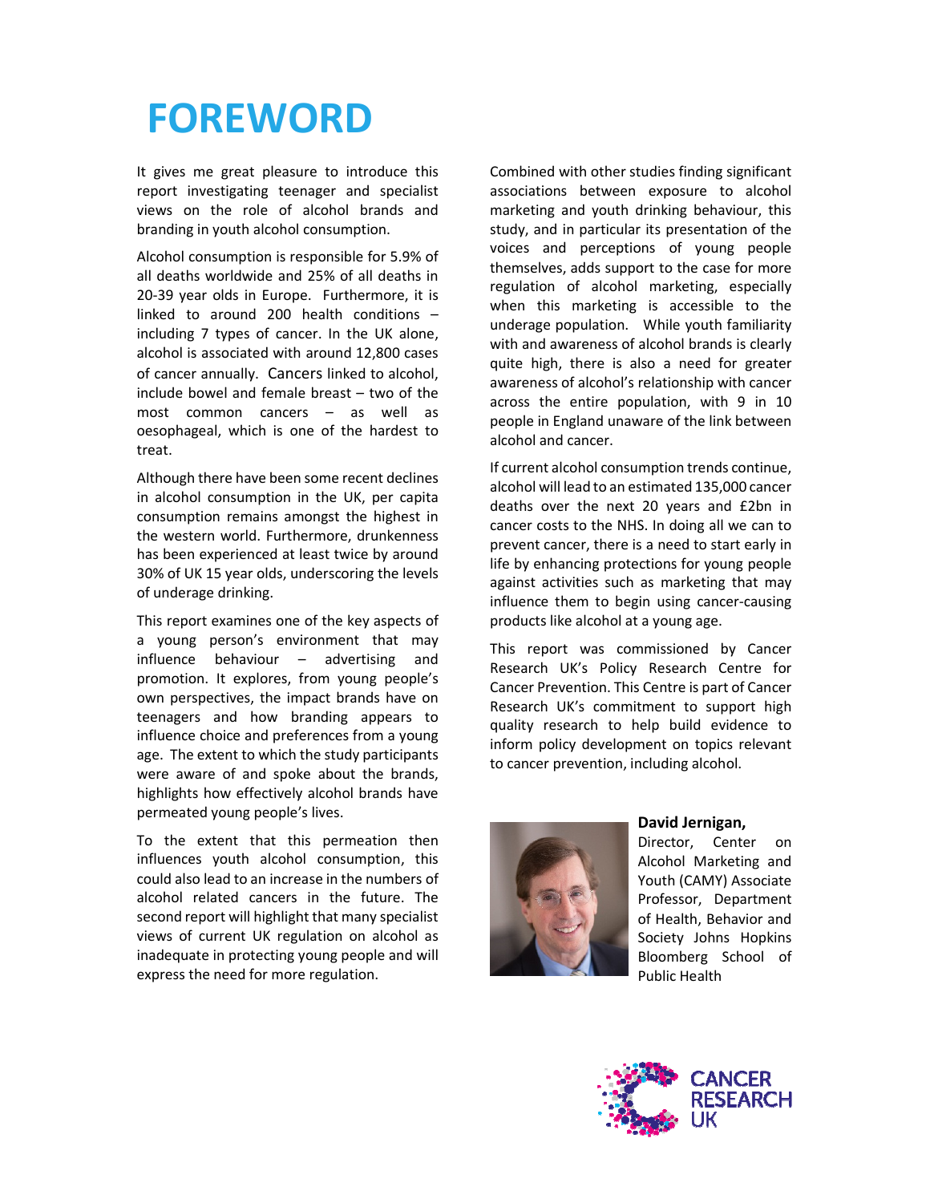# FOREWORD

It gives me great pleasure to introduce this report investigating teenager and specialist views on the role of alcohol brands and branding in youth alcohol consumption.

Alcohol consumption is responsible for 5.9% of all deaths worldwide and 25% of all deaths in 20-39 year olds in Europe. Furthermore, it is linked to around 200 health conditions – including 7 types of cancer. In the UK alone, alcohol is associated with around 12,800 cases of cancer annually. Cancers linked to alcohol, include bowel and female breast – two of the most common cancers – as well as oesophageal, which is one of the hardest to treat.

Although there have been some recent declines in alcohol consumption in the UK, per capita consumption remains amongst the highest in the western world. Furthermore, drunkenness has been experienced at least twice by around 30% of UK 15 year olds, underscoring the levels of underage drinking.

This report examines one of the key aspects of a young person's environment that may influence behaviour – advertising and promotion. It explores, from young people's own perspectives, the impact brands have on teenagers and how branding appears to influence choice and preferences from a young age. The extent to which the study participants were aware of and spoke about the brands, highlights how effectively alcohol brands have permeated young people's lives.

To the extent that this permeation then influences youth alcohol consumption, this could also lead to an increase in the numbers of alcohol related cancers in the future. The second report will highlight that many specialist views of current UK regulation on alcohol as inadequate in protecting young people and will express the need for more regulation.

Combined with other studies finding significant associations between exposure to alcohol marketing and youth drinking behaviour, this study, and in particular its presentation of the voices and perceptions of young people themselves, adds support to the case for more regulation of alcohol marketing, especially when this marketing is accessible to the underage population. While youth familiarity with and awareness of alcohol brands is clearly quite high, there is also a need for greater awareness of alcohol's relationship with cancer across the entire population, with 9 in 10 people in England unaware of the link between alcohol and cancer.

If current alcohol consumption trends continue, alcohol will lead to an estimated 135,000 cancer deaths over the next 20 years and £2bn in cancer costs to the NHS. In doing all we can to prevent cancer, there is a need to start early in life by enhancing protections for young people against activities such as marketing that may influence them to begin using cancer-causing products like alcohol at a young age.

This report was commissioned by Cancer Research UK's Policy Research Centre for Cancer Prevention. This Centre is part of Cancer Research UK's commitment to support high quality research to help build evidence to inform policy development on topics relevant to cancer prevention, including alcohol.

**David Jernigan,**
Director, Center on Alcohol Marketing and Youth (CAMY) Associate Professor, Department of Health, Behavior and Society Johns Hopkins Bloomberg School of Public Health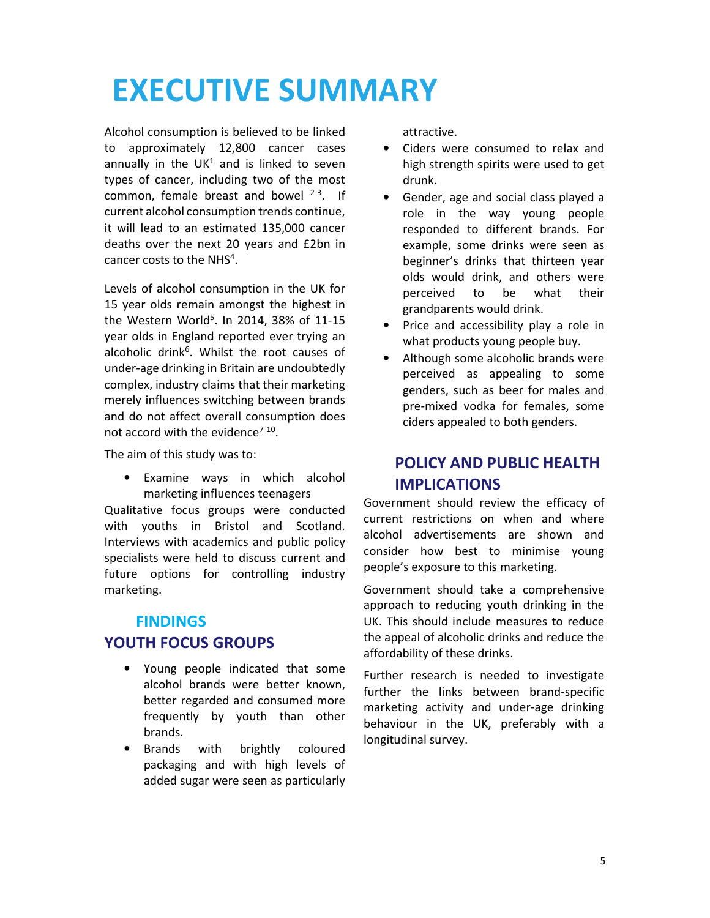# EXECUTIVE SUMMARY

Alcohol consumption is believed to be linked to approximately 12,800 cancer cases annually in the UK[1] and is linked to seven types of cancer, including two of the most common, female breast and bowel [2-3]. If current alcohol consumption trends continue, it will lead to an estimated 135,000 cancer deaths over the next 20 years and £2bn in cancer costs to the NHS[4].

Levels of alcohol consumption in the UK for 15 year olds remain amongst the highest in the Western World[5]. In 2014, 38% of 11-15 year olds in England reported ever trying an alcoholic drink[6]. Whilst the root causes of under-age drinking in Britain are undoubtedly complex, industry claims that their marketing merely influences switching between brands and do not affect overall consumption does not accord with the evidence[7-10].

The aim of this study was to:

- Examine ways in which alcohol marketing influences teenagers

Qualitative focus groups were conducted with youths in Bristol and Scotland. Interviews with academics and public policy specialists were held to discuss current and future options for controlling industry marketing.

## FINDINGS

### YOUTH FOCUS GROUPS

- Young people indicated that some alcohol brands were better known, better regarded and consumed more frequently by youth than other brands.
- Brands with brightly coloured packaging and with high levels of added sugar were seen as particularly attractive.
- Ciders were consumed to relax and high strength spirits were used to get drunk.
- Gender, age and social class played a role in the way young people responded to different brands. For example, some drinks were seen as beginner's drinks that thirteen year olds would drink, and others were perceived to be what their grandparents would drink.
- Price and accessibility play a role in what products young people buy.
- Although some alcoholic brands were perceived as appealing to some genders, such as beer for males and pre-mixed vodka for females, some ciders appealed to both genders.

## POLICY AND PUBLIC HEALTH IMPLICATIONS

Government should review the efficacy of current restrictions on when and where alcohol advertisements are shown and consider how best to minimise young people's exposure to this marketing.

Government should take a comprehensive approach to reducing youth drinking in the UK. This should include measures to reduce the appeal of alcoholic drinks and reduce the affordability of these drinks.

Further research is needed to investigate further the links between brand-specific marketing activity and under-age drinking behaviour in the UK, preferably with a longitudinal survey.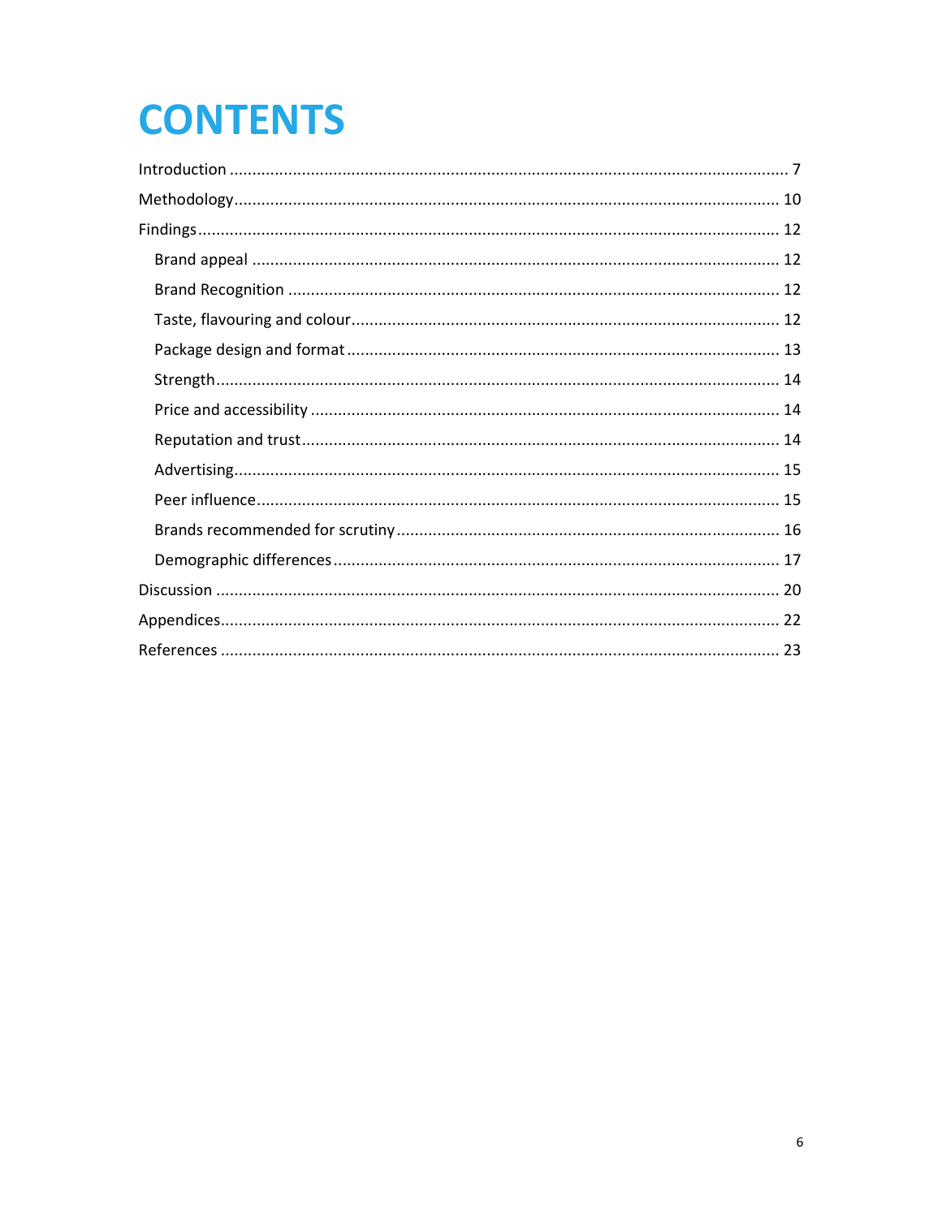# CONTENTS

Introduction .......................................................................................................................... 7

Methodology.......................................................................................................................... 10

Findings................................................................................................................................. 12

- Brand appeal ................................................................................................................... 12
- Brand Recognition ........................................................................................................... 12
- Taste, flavouring and colour............................................................................................. 12
- Package design and format .............................................................................................. 13
- Strength........................................................................................................................... 14
- Price and accessibility ...................................................................................................... 14
- Reputation and trust......................................................................................................... 14
- Advertising....................................................................................................................... 15
- Peer influence................................................................................................................... 15
- Brands recommended for scrutiny.................................................................................... 16
- Demographic differences................................................................................................. 17

Discussion ............................................................................................................................ 20

Appendices............................................................................................................................ 22

References ........................................................................................................................... 23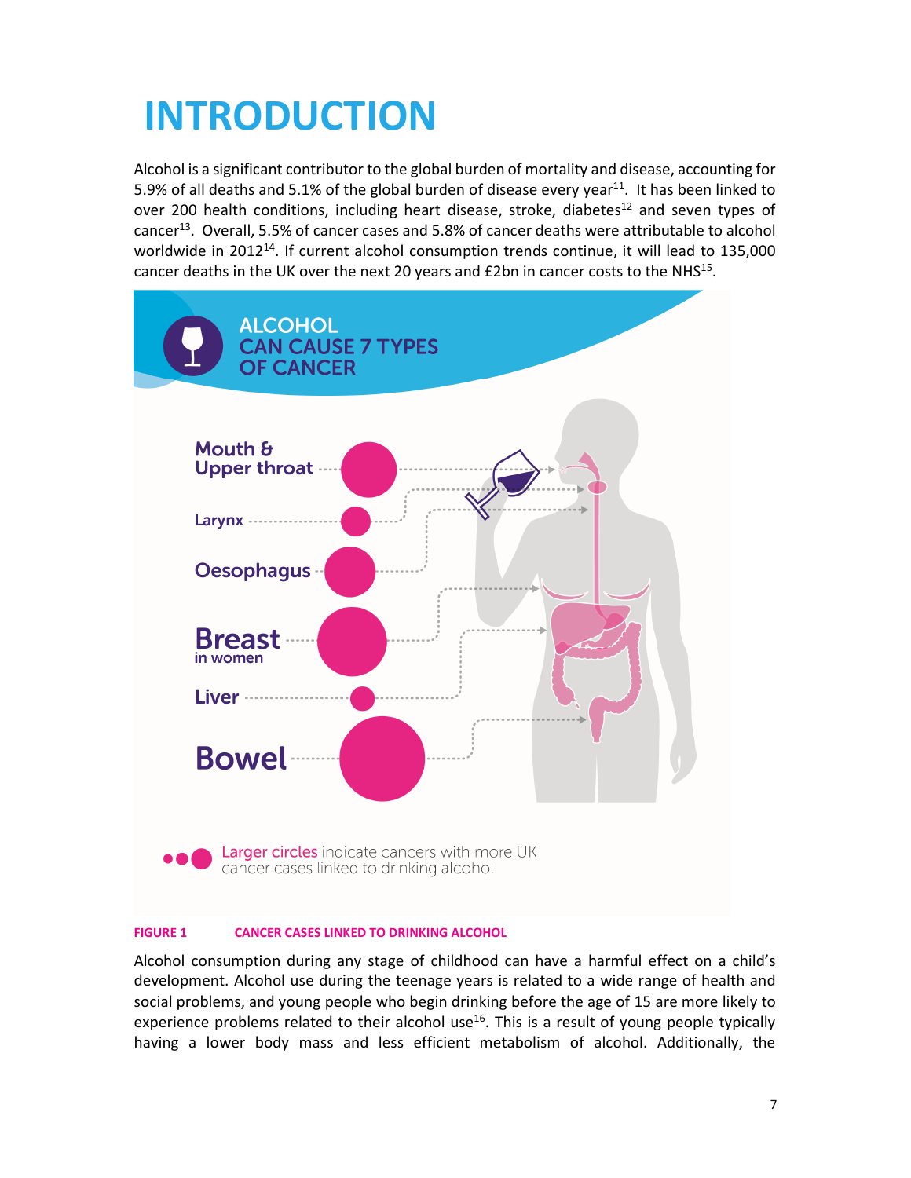# INTRODUCTION

Alcohol is a significant contributor to the global burden of mortality and disease, accounting for 5.9% of all deaths and 5.1% of the global burden of disease every year[11]. It has been linked to over 200 health conditions, including heart disease, stroke, diabetes[12] and seven types of cancer[13]. Overall, 5.5% of cancer cases and 5.8% of cancer deaths were attributable to alcohol worldwide in 2012[14]. If current alcohol consumption trends continue, it will lead to 135,000 cancer deaths in the UK over the next 20 years and £2bn in cancer costs to the NHS[15].

ALCOHOL CAN CAUSE 7 TYPES OF CANCER

- Mouth & Upper throat
- Larynx
- Oesophagus
- Breast in women
- Liver
- Bowel

Larger circles indicate cancers with more UK cancer cases linked to drinking alcohol

**FIGURE 1 CANCER CASES LINKED TO DRINKING ALCOHOL**

Alcohol consumption during any stage of childhood can have a harmful effect on a child's development. Alcohol use during the teenage years is related to a wide range of health and social problems, and young people who begin drinking before the age of 15 are more likely to experience problems related to their alcohol use[16]. This is a result of young people typically having a lower body mass and less efficient metabolism of alcohol. Additionally, the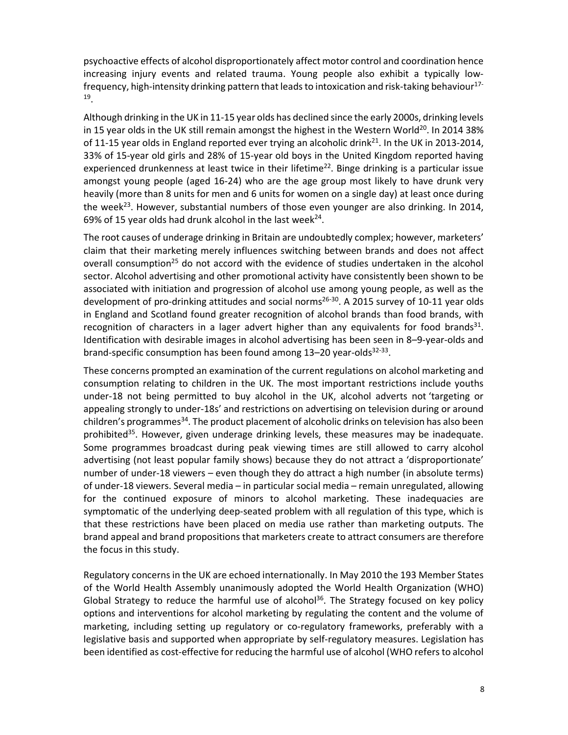psychoactive effects of alcohol disproportionately affect motor control and coordination hence increasing injury events and related trauma. Young people also exhibit a typically low-frequency, high-intensity drinking pattern that leads to intoxication and risk-taking behaviour[17-19].

Although drinking in the UK in 11-15 year olds has declined since the early 2000s, drinking levels in 15 year olds in the UK still remain amongst the highest in the Western World[20]. In 2014 38% of 11-15 year olds in England reported ever trying an alcoholic drink[21]. In the UK in 2013-2014, 33% of 15-year old girls and 28% of 15-year old boys in the United Kingdom reported having experienced drunkenness at least twice in their lifetime[22]. Binge drinking is a particular issue amongst young people (aged 16-24) who are the age group most likely to have drunk very heavily (more than 8 units for men and 6 units for women on a single day) at least once during the week[23]. However, substantial numbers of those even younger are also drinking. In 2014, 69% of 15 year olds had drunk alcohol in the last week[24].

The root causes of underage drinking in Britain are undoubtedly complex; however, marketers' claim that their marketing merely influences switching between brands and does not affect overall consumption[25] do not accord with the evidence of studies undertaken in the alcohol sector. Alcohol advertising and other promotional activity have consistently been shown to be associated with initiation and progression of alcohol use among young people, as well as the development of pro-drinking attitudes and social norms[26-30]. A 2015 survey of 10-11 year olds in England and Scotland found greater recognition of alcohol brands than food brands, with recognition of characters in a lager advert higher than any equivalents for food brands[31]. Identification with desirable images in alcohol advertising has been seen in 8–9-year-olds and brand-specific consumption has been found among 13–20 year-olds[32-33].

These concerns prompted an examination of the current regulations on alcohol marketing and consumption relating to children in the UK. The most important restrictions include youths under-18 not being permitted to buy alcohol in the UK, alcohol adverts not 'targeting or appealing strongly to under-18s' and restrictions on advertising on television during or around children's programmes[34]. The product placement of alcoholic drinks on television has also been prohibited[35]. However, given underage drinking levels, these measures may be inadequate. Some programmes broadcast during peak viewing times are still allowed to carry alcohol advertising (not least popular family shows) because they do not attract a 'disproportionate' number of under-18 viewers – even though they do attract a high number (in absolute terms) of under-18 viewers. Several media – in particular social media – remain unregulated, allowing for the continued exposure of minors to alcohol marketing. These inadequacies are symptomatic of the underlying deep-seated problem with all regulation of this type, which is that these restrictions have been placed on media use rather than marketing outputs. The brand appeal and brand propositions that marketers create to attract consumers are therefore the focus in this study.

Regulatory concerns in the UK are echoed internationally. In May 2010 the 193 Member States of the World Health Assembly unanimously adopted the World Health Organization (WHO) Global Strategy to reduce the harmful use of alcohol[36]. The Strategy focused on key policy options and interventions for alcohol marketing by regulating the content and the volume of marketing, including setting up regulatory or co-regulatory frameworks, preferably with a legislative basis and supported when appropriate by self-regulatory measures. Legislation has been identified as cost-effective for reducing the harmful use of alcohol (WHO refers to alcohol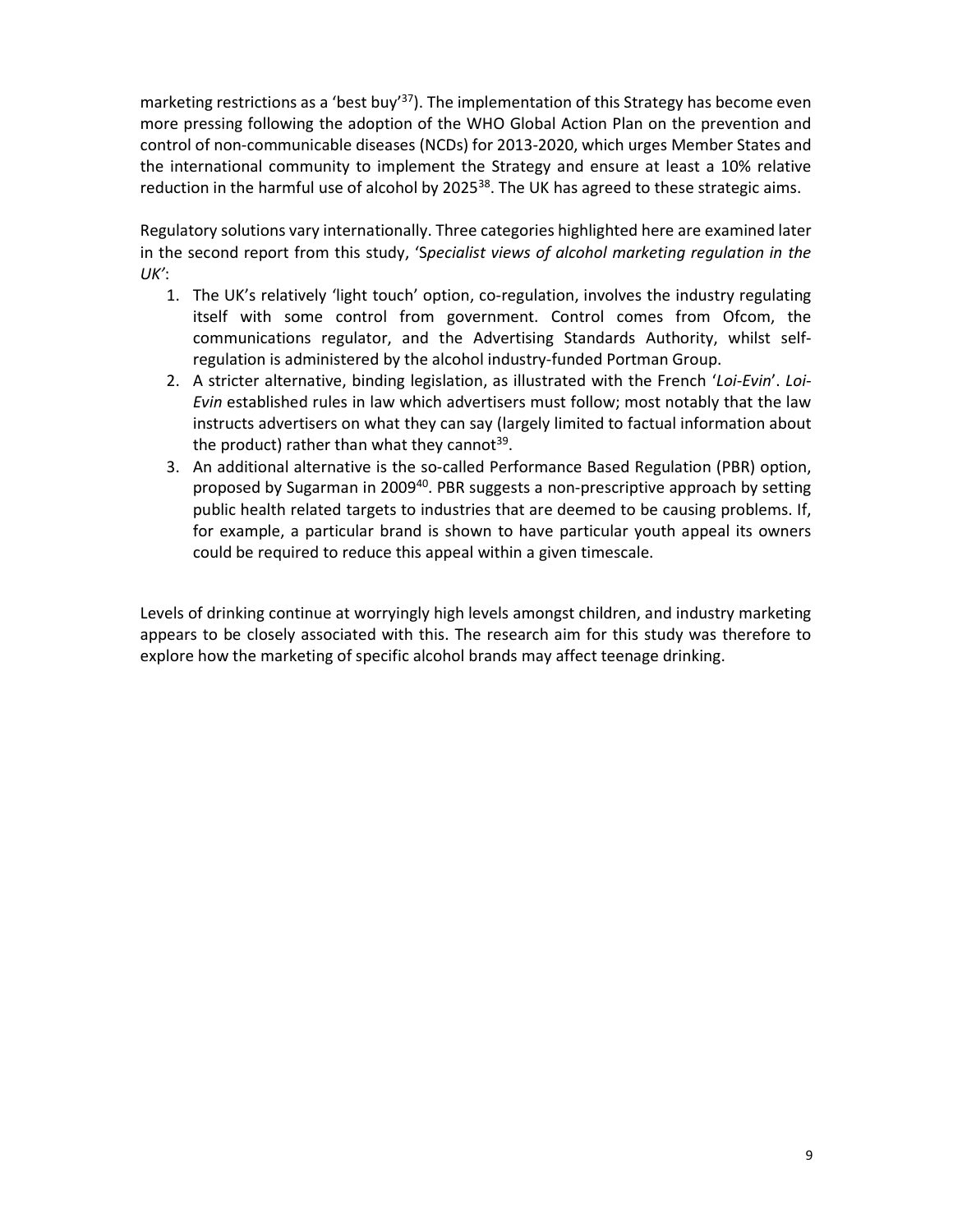marketing restrictions as a 'best buy'[37]). The implementation of this Strategy has become even more pressing following the adoption of the WHO Global Action Plan on the prevention and control of non-communicable diseases (NCDs) for 2013-2020, which urges Member States and the international community to implement the Strategy and ensure at least a 10% relative reduction in the harmful use of alcohol by 2025[38]. The UK has agreed to these strategic aims.

Regulatory solutions vary internationally. Three categories highlighted here are examined later in the second report from this study, '*Specialist views of alcohol marketing regulation in the UK*':

1. The UK's relatively 'light touch' option, co-regulation, involves the industry regulating itself with some control from government. Control comes from Ofcom, the communications regulator, and the Advertising Standards Authority, whilst self-regulation is administered by the alcohol industry-funded Portman Group.
2. A stricter alternative, binding legislation, as illustrated with the French '*Loi-Evin*'. *Loi-Evin* established rules in law which advertisers must follow; most notably that the law instructs advertisers on what they can say (largely limited to factual information about the product) rather than what they cannot[39].
3. An additional alternative is the so-called Performance Based Regulation (PBR) option, proposed by Sugarman in 2009[40]. PBR suggests a non-prescriptive approach by setting public health related targets to industries that are deemed to be causing problems. If, for example, a particular brand is shown to have particular youth appeal its owners could be required to reduce this appeal within a given timescale.

Levels of drinking continue at worryingly high levels amongst children, and industry marketing appears to be closely associated with this. The research aim for this study was therefore to explore how the marketing of specific alcohol brands may affect teenage drinking.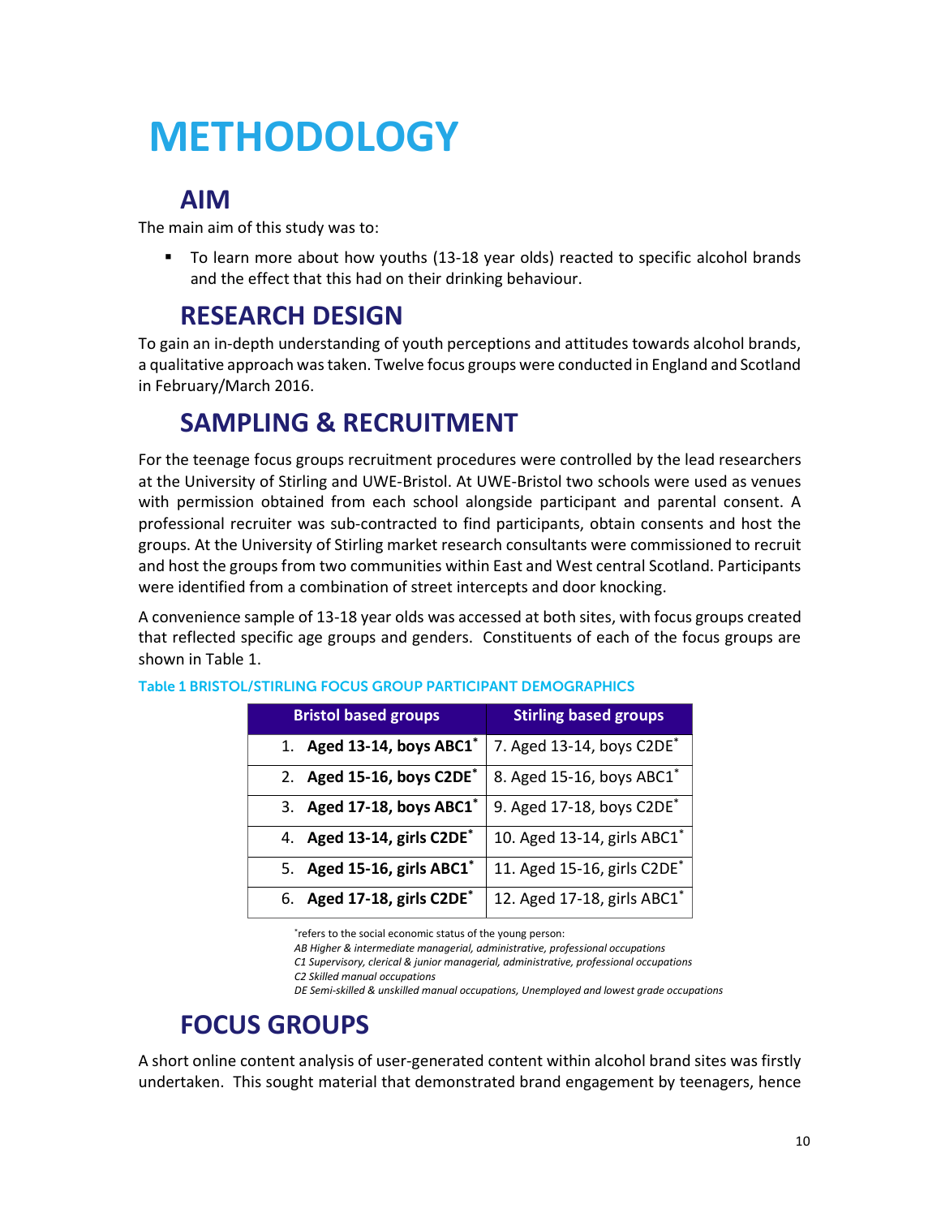# METHODOLOGY

## AIM

The main aim of this study was to:

- To learn more about how youths (13-18 year olds) reacted to specific alcohol brands and the effect that this had on their drinking behaviour.

## RESEARCH DESIGN

To gain an in-depth understanding of youth perceptions and attitudes towards alcohol brands, a qualitative approach was taken. Twelve focus groups were conducted in England and Scotland in February/March 2016.

## SAMPLING & RECRUITMENT

For the teenage focus groups recruitment procedures were controlled by the lead researchers at the University of Stirling and UWE-Bristol. At UWE-Bristol two schools were used as venues with permission obtained from each school alongside participant and parental consent. A professional recruiter was sub-contracted to find participants, obtain consents and host the groups. At the University of Stirling market research consultants were commissioned to recruit and host the groups from two communities within East and West central Scotland. Participants were identified from a combination of street intercepts and door knocking.

A convenience sample of 13-18 year olds was accessed at both sites, with focus groups created that reflected specific age groups and genders. Constituents of each of the focus groups are shown in Table 1.

**Table 1 BRISTOL/STIRLING FOCUS GROUP PARTICIPANT DEMOGRAPHICS**

| Bristol based groups | Stirling based groups |
|---|---|
| 1. **Aged 13-14, boys ABC1*** | 7. Aged 13-14, boys C2DE* |
| 2. **Aged 15-16, boys C2DE*** | 8. Aged 15-16, boys ABC1* |
| 3. **Aged 17-18, boys ABC1*** | 9. Aged 17-18, boys C2DE* |
| 4. **Aged 13-14, girls C2DE*** | 10. Aged 13-14, girls ABC1* |
| 5. **Aged 15-16, girls ABC1*** | 11. Aged 15-16, girls C2DE* |
| 6. **Aged 17-18, girls C2DE*** | 12. Aged 17-18, girls ABC1* |

*refers to the social economic status of the young person:
*AB Higher & intermediate managerial, administrative, professional occupations*
*C1 Supervisory, clerical & junior managerial, administrative, professional occupations*
*C2 Skilled manual occupations*
*DE Semi-skilled & unskilled manual occupations, Unemployed and lowest grade occupations*

## FOCUS GROUPS

A short online content analysis of user-generated content within alcohol brand sites was firstly undertaken. This sought material that demonstrated brand engagement by teenagers, hence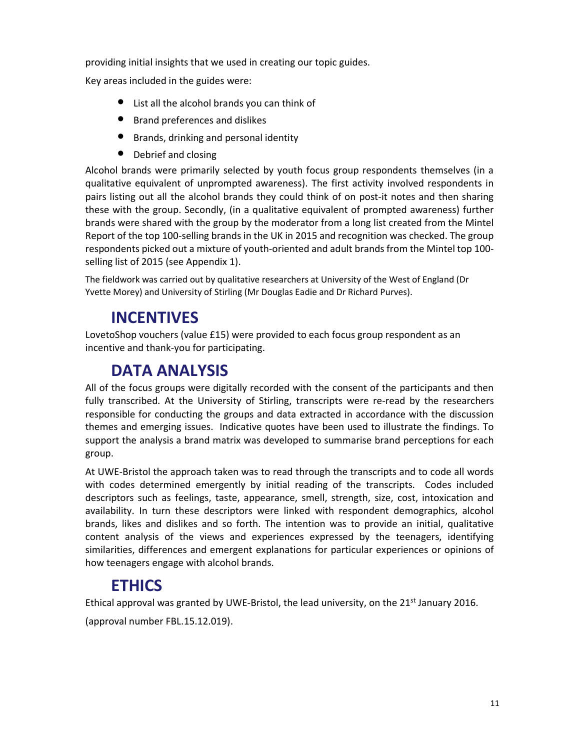providing initial insights that we used in creating our topic guides.

Key areas included in the guides were:

- List all the alcohol brands you can think of
- Brand preferences and dislikes
- Brands, drinking and personal identity
- Debrief and closing

Alcohol brands were primarily selected by youth focus group respondents themselves (in a qualitative equivalent of unprompted awareness). The first activity involved respondents in pairs listing out all the alcohol brands they could think of on post-it notes and then sharing these with the group. Secondly, (in a qualitative equivalent of prompted awareness) further brands were shared with the group by the moderator from a long list created from the Mintel Report of the top 100-selling brands in the UK in 2015 and recognition was checked. The group respondents picked out a mixture of youth-oriented and adult brands from the Mintel top 100-selling list of 2015 (see Appendix 1).

The fieldwork was carried out by qualitative researchers at University of the West of England (Dr Yvette Morey) and University of Stirling (Mr Douglas Eadie and Dr Richard Purves).

## INCENTIVES

LovetoShop vouchers (value £15) were provided to each focus group respondent as an incentive and thank-you for participating.

## DATA ANALYSIS

All of the focus groups were digitally recorded with the consent of the participants and then fully transcribed. At the University of Stirling, transcripts were re-read by the researchers responsible for conducting the groups and data extracted in accordance with the discussion themes and emerging issues. Indicative quotes have been used to illustrate the findings. To support the analysis a brand matrix was developed to summarise brand perceptions for each group.

At UWE-Bristol the approach taken was to read through the transcripts and to code all words with codes determined emergently by initial reading of the transcripts. Codes included descriptors such as feelings, taste, appearance, smell, strength, size, cost, intoxication and availability. In turn these descriptors were linked with respondent demographics, alcohol brands, likes and dislikes and so forth. The intention was to provide an initial, qualitative content analysis of the views and experiences expressed by the teenagers, identifying similarities, differences and emergent explanations for particular experiences or opinions of how teenagers engage with alcohol brands.

## ETHICS

Ethical approval was granted by UWE-Bristol, the lead university, on the 21st January 2016.

(approval number FBL.15.12.019).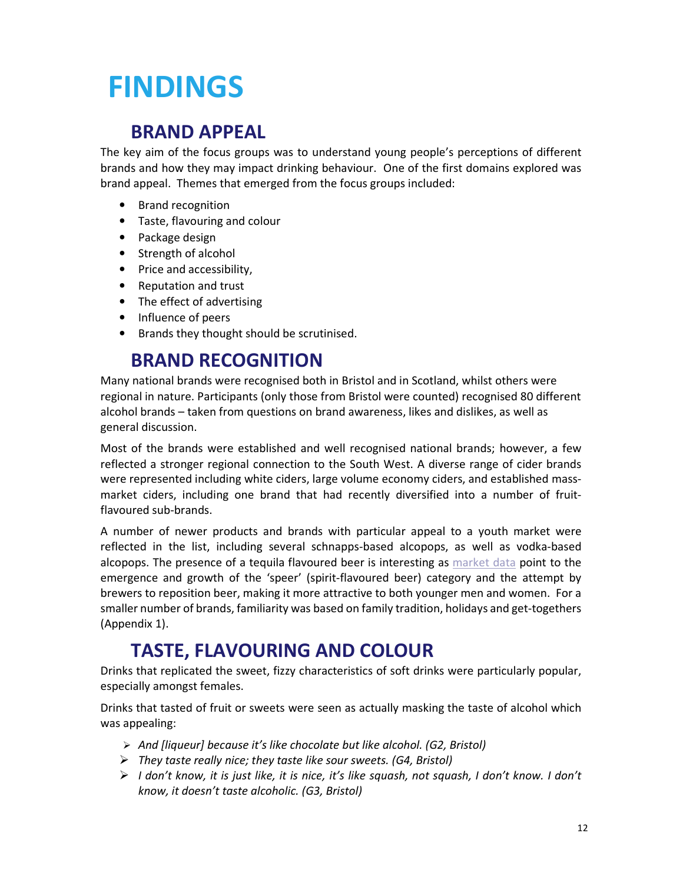# FINDINGS

## BRAND APPEAL

The key aim of the focus groups was to understand young people's perceptions of different brands and how they may impact drinking behaviour. One of the first domains explored was brand appeal. Themes that emerged from the focus groups included:

- Brand recognition
- Taste, flavouring and colour
- Package design
- Strength of alcohol
- Price and accessibility,
- Reputation and trust
- The effect of advertising
- Influence of peers
- Brands they thought should be scrutinised.

## BRAND RECOGNITION

Many national brands were recognised both in Bristol and in Scotland, whilst others were regional in nature. Participants (only those from Bristol were counted) recognised 80 different alcohol brands – taken from questions on brand awareness, likes and dislikes, as well as general discussion.

Most of the brands were established and well recognised national brands; however, a few reflected a stronger regional connection to the South West. A diverse range of cider brands were represented including white ciders, large volume economy ciders, and established mass-market ciders, including one brand that had recently diversified into a number of fruit-flavoured sub-brands.

A number of newer products and brands with particular appeal to a youth market were reflected in the list, including several schnapps-based alcopops, as well as vodka-based alcopops. The presence of a tequila flavoured beer is interesting as market data point to the emergence and growth of the 'speer' (spirit-flavoured beer) category and the attempt by brewers to reposition beer, making it more attractive to both younger men and women. For a smaller number of brands, familiarity was based on family tradition, holidays and get-togethers (Appendix 1).

## TASTE, FLAVOURING AND COLOUR

Drinks that replicated the sweet, fizzy characteristics of soft drinks were particularly popular, especially amongst females.

Drinks that tasted of fruit or sweets were seen as actually masking the taste of alcohol which was appealing:

- *And [liqueur] because it's like chocolate but like alcohol. (G2, Bristol)*
- *They taste really nice; they taste like sour sweets. (G4, Bristol)*
- *I don't know, it is just like, it is nice, it's like squash, not squash, I don't know. I don't know, it doesn't taste alcoholic. (G3, Bristol)*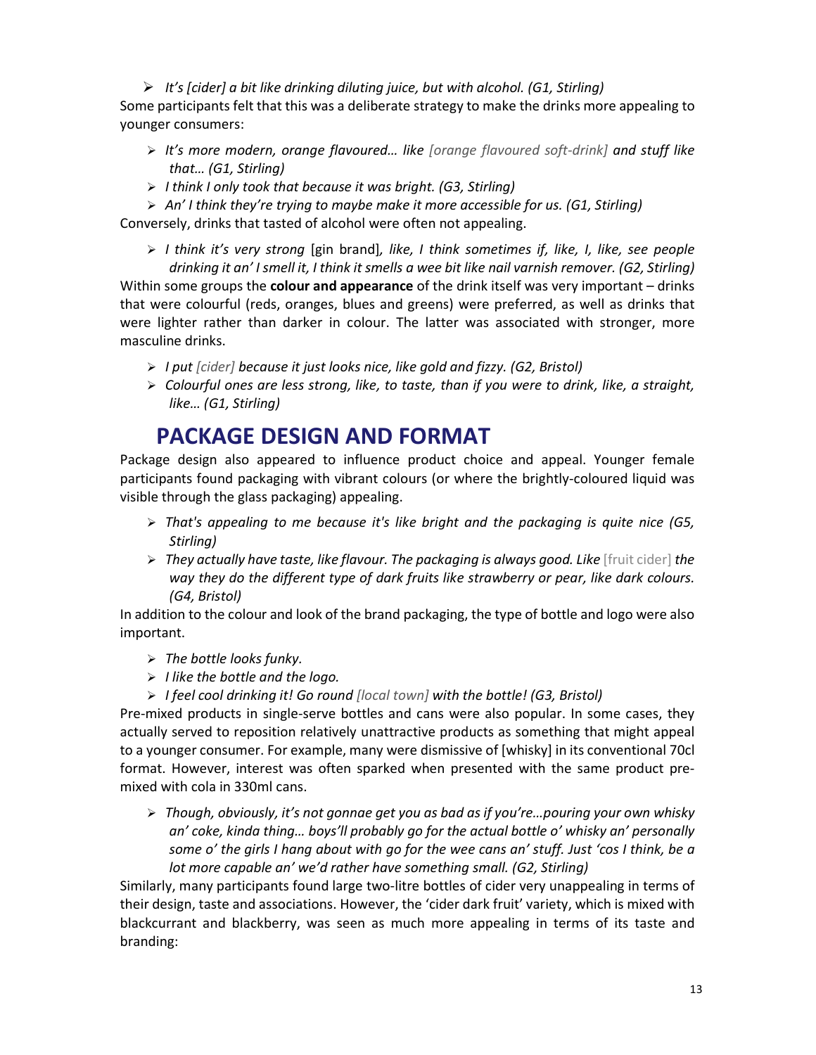- *It's [cider] a bit like drinking diluting juice, but with alcohol. (G1, Stirling)*

Some participants felt that this was a deliberate strategy to make the drinks more appealing to younger consumers:

- *It's more modern, orange flavoured… like [orange flavoured soft-drink] and stuff like that… (G1, Stirling)*
- *I think I only took that because it was bright. (G3, Stirling)*
- *An' I think they're trying to maybe make it more accessible for us. (G1, Stirling)*

Conversely, drinks that tasted of alcohol were often not appealing.

- *I think it's very strong* [gin brand]*, like, I think sometimes if, like, I, like, see people drinking it an' I smell it, I think it smells a wee bit like nail varnish remover. (G2, Stirling)*

Within some groups the **colour and appearance** of the drink itself was very important – drinks that were colourful (reds, oranges, blues and greens) were preferred, as well as drinks that were lighter rather than darker in colour. The latter was associated with stronger, more masculine drinks.

- *I put [cider] because it just looks nice, like gold and fizzy. (G2, Bristol)*
- *Colourful ones are less strong, like, to taste, than if you were to drink, like, a straight, like… (G1, Stirling)*

## PACKAGE DESIGN AND FORMAT

Package design also appeared to influence product choice and appeal. Younger female participants found packaging with vibrant colours (or where the brightly-coloured liquid was visible through the glass packaging) appealing.

- *That's appealing to me because it's like bright and the packaging is quite nice (G5, Stirling)*
- *They actually have taste, like flavour. The packaging is always good. Like* [fruit cider] *the way they do the different type of dark fruits like strawberry or pear, like dark colours. (G4, Bristol)*

In addition to the colour and look of the brand packaging, the type of bottle and logo were also important.

- *The bottle looks funky.*
- *I like the bottle and the logo.*
- *I feel cool drinking it! Go round [local town] with the bottle! (G3, Bristol)*

Pre-mixed products in single-serve bottles and cans were also popular. In some cases, they actually served to reposition relatively unattractive products as something that might appeal to a younger consumer. For example, many were dismissive of [whisky] in its conventional 70cl format. However, interest was often sparked when presented with the same product pre-mixed with cola in 330ml cans.

- *Though, obviously, it's not gonnae get you as bad as if you're…pouring your own whisky an' coke, kinda thing… boys'll probably go for the actual bottle o' whisky an' personally some o' the girls I hang about with go for the wee cans an' stuff. Just 'cos I think, be a lot more capable an' we'd rather have something small. (G2, Stirling)*

Similarly, many participants found large two-litre bottles of cider very unappealing in terms of their design, taste and associations. However, the 'cider dark fruit' variety, which is mixed with blackcurrant and blackberry, was seen as much more appealing in terms of its taste and branding: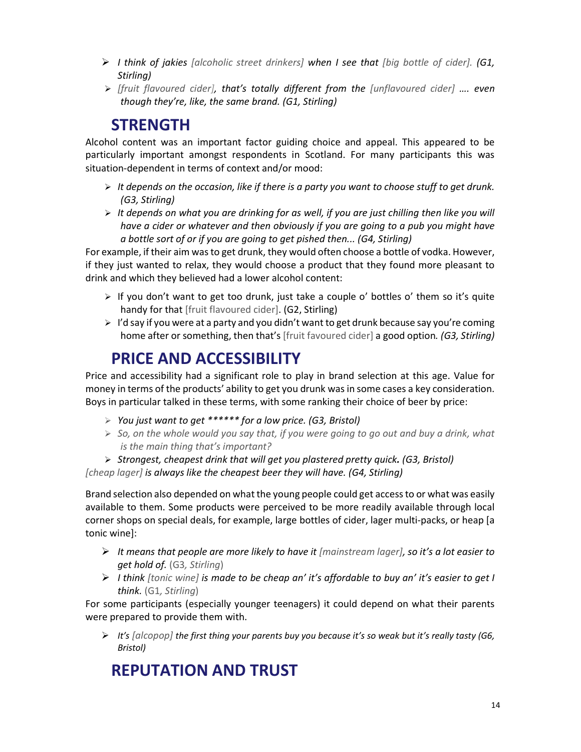- *I think of jakies [alcoholic street drinkers] when I see that [big bottle of cider]. (G1, Stirling)*
- *[fruit flavoured cider], that's totally different from the [unflavoured cider] …. even though they're, like, the same brand. (G1, Stirling)*

## STRENGTH

Alcohol content was an important factor guiding choice and appeal. This appeared to be particularly important amongst respondents in Scotland. For many participants this was situation-dependent in terms of context and/or mood:

- *It depends on the occasion, like if there is a party you want to choose stuff to get drunk. (G3, Stirling)*
- *It depends on what you are drinking for as well, if you are just chilling then like you will have a cider or whatever and then obviously if you are going to a pub you might have a bottle sort of or if you are going to get pished then... (G4, Stirling)*

For example, if their aim was to get drunk, they would often choose a bottle of vodka. However, if they just wanted to relax, they would choose a product that they found more pleasant to drink and which they believed had a lower alcohol content:

- If you don't want to get too drunk, just take a couple o' bottles o' them so it's quite handy for that [fruit flavoured cider]. (G2, Stirling)
- I'd say if you were at a party and you didn't want to get drunk because say you're coming home after or something, then that's [fruit favoured cider] a good option*. (G3, Stirling)*

## PRICE AND ACCESSIBILITY

Price and accessibility had a significant role to play in brand selection at this age. Value for money in terms of the products' ability to get you drunk was in some cases a key consideration. Boys in particular talked in these terms, with some ranking their choice of beer by price:

- *You just want to get ****** for a low price. (G3, Bristol)*
- *So, on the whole would you say that, if you were going to go out and buy a drink, what is the main thing that's important?*
- *Strongest, cheapest drink that will get you plastered pretty quick. (G3, Bristol)*

*[cheap lager] is always like the cheapest beer they will have. (G4, Stirling)*

Brand selection also depended on what the young people could get access to or what was easily available to them. Some products were perceived to be more readily available through local corner shops on special deals, for example, large bottles of cider, lager multi-packs, or heap [a tonic wine]:

- *It means that people are more likely to have it [mainstream lager], so it's a lot easier to get hold of.* (G3*, Stirling*)
- *I think [tonic wine] is made to be cheap an' it's affordable to buy an' it's easier to get I think.* (G1*, Stirling*)

For some participants (especially younger teenagers) it could depend on what their parents were prepared to provide them with.

- *It's [alcopop] the first thing your parents buy you because it's so weak but it's really tasty (G6, Bristol)*

## REPUTATION AND TRUST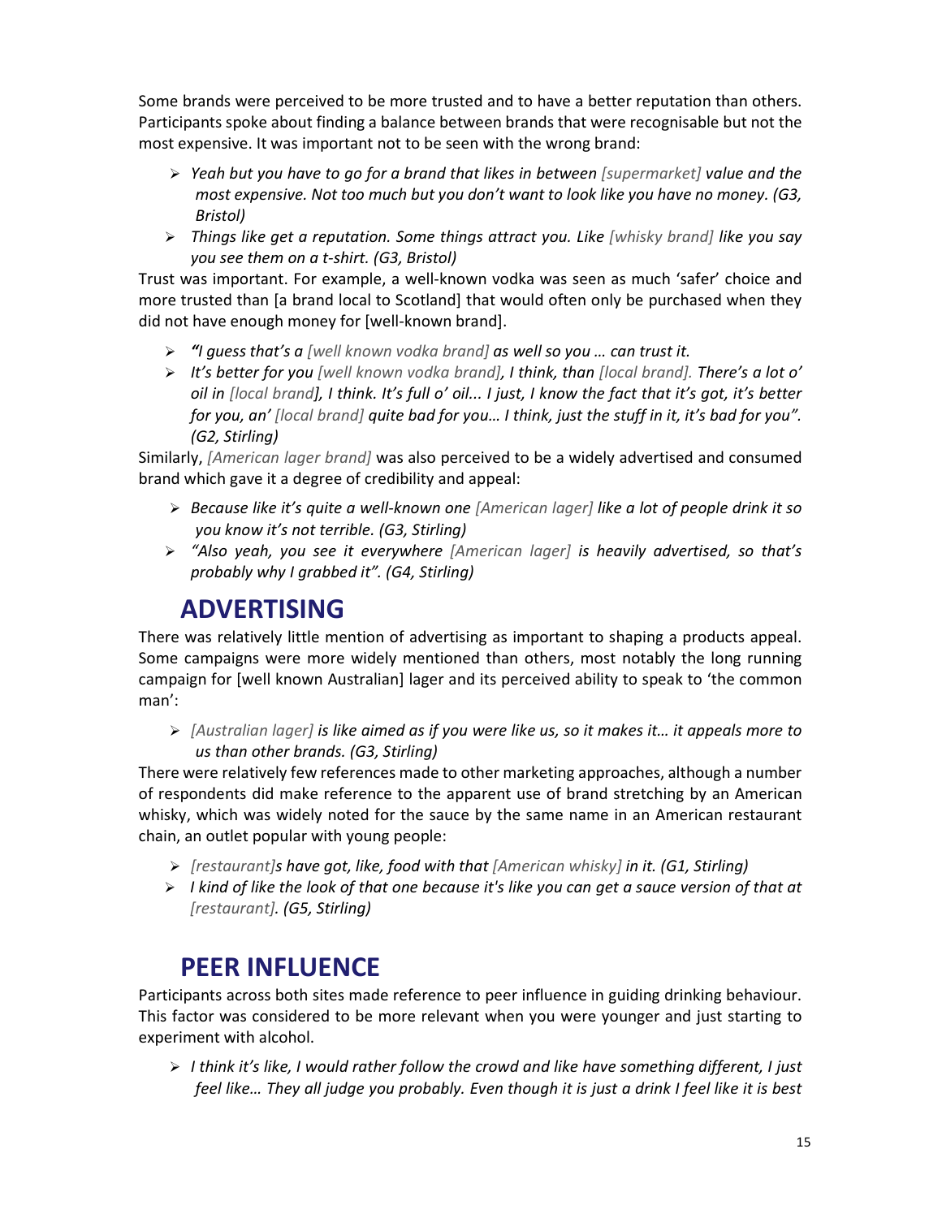Some brands were perceived to be more trusted and to have a better reputation than others. Participants spoke about finding a balance between brands that were recognisable but not the most expensive. It was important not to be seen with the wrong brand:

- *Yeah but you have to go for a brand that likes in between [supermarket] value and the most expensive. Not too much but you don't want to look like you have no money. (G3, Bristol)*
- *Things like get a reputation. Some things attract you. Like [whisky brand] like you say you see them on a t-shirt. (G3, Bristol)*

Trust was important. For example, a well-known vodka was seen as much 'safer' choice and more trusted than [a brand local to Scotland] that would often only be purchased when they did not have enough money for [well-known brand].

- *"I guess that's a [well known vodka brand] as well so you … can trust it.*
- *It's better for you [well known vodka brand], I think, than [local brand]. There's a lot o' oil in [local brand], I think. It's full o' oil... I just, I know the fact that it's got, it's better for you, an' [local brand] quite bad for you… I think, just the stuff in it, it's bad for you". (G2, Stirling)*

Similarly, *[American lager brand]* was also perceived to be a widely advertised and consumed brand which gave it a degree of credibility and appeal:

- *Because like it's quite a well-known one [American lager] like a lot of people drink it so you know it's not terrible. (G3, Stirling)*
- *"Also yeah, you see it everywhere [American lager] is heavily advertised, so that's probably why I grabbed it". (G4, Stirling)*

## ADVERTISING

There was relatively little mention of advertising as important to shaping a products appeal. Some campaigns were more widely mentioned than others, most notably the long running campaign for [well known Australian] lager and its perceived ability to speak to 'the common man':

- *[Australian lager] is like aimed as if you were like us, so it makes it… it appeals more to us than other brands. (G3, Stirling)*

There were relatively few references made to other marketing approaches, although a number of respondents did make reference to the apparent use of brand stretching by an American whisky, which was widely noted for the sauce by the same name in an American restaurant chain, an outlet popular with young people:

- *[restaurant]s have got, like, food with that [American whisky] in it. (G1, Stirling)*
- *I kind of like the look of that one because it's like you can get a sauce version of that at [restaurant]. (G5, Stirling)*

## PEER INFLUENCE

Participants across both sites made reference to peer influence in guiding drinking behaviour. This factor was considered to be more relevant when you were younger and just starting to experiment with alcohol.

- *I think it's like, I would rather follow the crowd and like have something different, I just feel like… They all judge you probably. Even though it is just a drink I feel like it is best*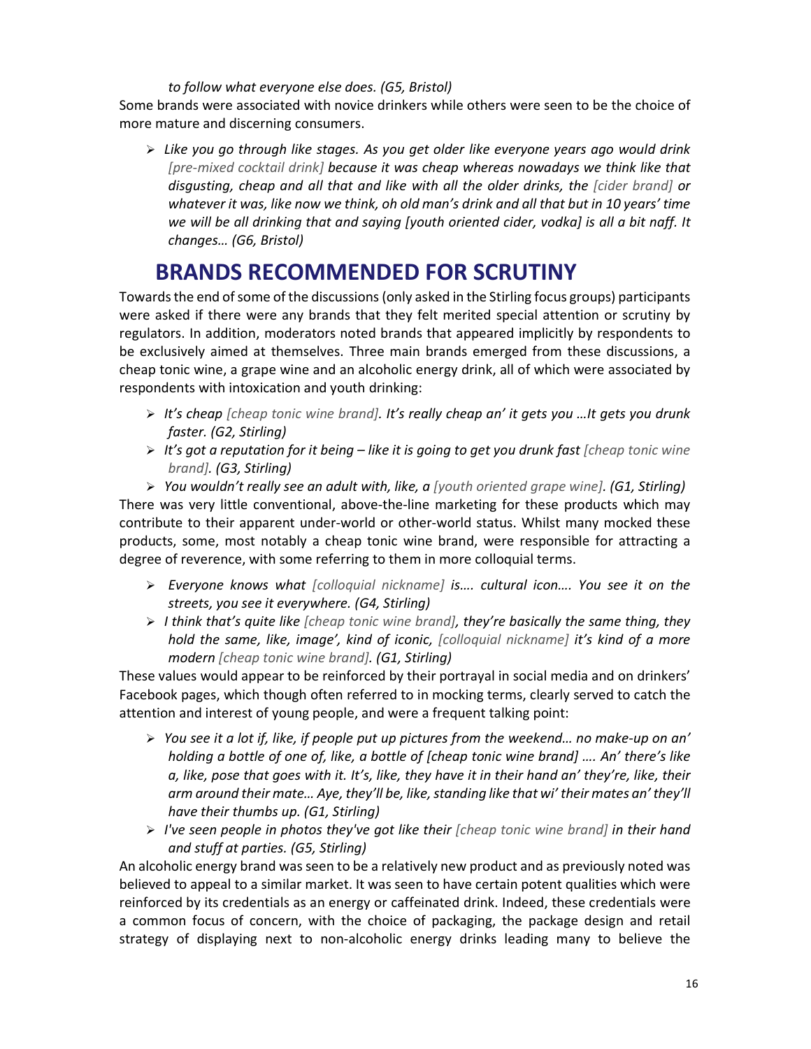*to follow what everyone else does. (G5, Bristol)*

Some brands were associated with novice drinkers while others were seen to be the choice of more mature and discerning consumers.

- *Like you go through like stages. As you get older like everyone years ago would drink [pre-mixed cocktail drink] because it was cheap whereas nowadays we think like that disgusting, cheap and all that and like with all the older drinks, the [cider brand] or whatever it was, like now we think, oh old man's drink and all that but in 10 years' time we will be all drinking that and saying [youth oriented cider, vodka] is all a bit naff. It changes… (G6, Bristol)*

# BRANDS RECOMMENDED FOR SCRUTINY

Towards the end of some of the discussions (only asked in the Stirling focus groups) participants were asked if there were any brands that they felt merited special attention or scrutiny by regulators. In addition, moderators noted brands that appeared implicitly by respondents to be exclusively aimed at themselves. Three main brands emerged from these discussions, a cheap tonic wine, a grape wine and an alcoholic energy drink, all of which were associated by respondents with intoxication and youth drinking:

- *It's cheap [cheap tonic wine brand]. It's really cheap an' it gets you …It gets you drunk faster. (G2, Stirling)*
- *It's got a reputation for it being – like it is going to get you drunk fast [cheap tonic wine brand]. (G3, Stirling)*
- *You wouldn't really see an adult with, like, a [youth oriented grape wine]. (G1, Stirling)*

There was very little conventional, above-the-line marketing for these products which may contribute to their apparent under-world or other-world status. Whilst many mocked these products, some, most notably a cheap tonic wine brand, were responsible for attracting a degree of reverence, with some referring to them in more colloquial terms.

- *Everyone knows what [colloquial nickname] is…. cultural icon…. You see it on the streets, you see it everywhere. (G4, Stirling)*
- *I think that's quite like [cheap tonic wine brand], they're basically the same thing, they hold the same, like, image', kind of iconic, [colloquial nickname] it's kind of a more modern [cheap tonic wine brand]. (G1, Stirling)*

These values would appear to be reinforced by their portrayal in social media and on drinkers' Facebook pages, which though often referred to in mocking terms, clearly served to catch the attention and interest of young people, and were a frequent talking point:

- *You see it a lot if, like, if people put up pictures from the weekend… no make-up on an' holding a bottle of one of, like, a bottle of [cheap tonic wine brand] …. An' there's like a, like, pose that goes with it. It's, like, they have it in their hand an' they're, like, their arm around their mate… Aye, they'll be, like, standing like that wi' their mates an' they'll have their thumbs up. (G1, Stirling)*
- *I've seen people in photos they've got like their [cheap tonic wine brand] in their hand and stuff at parties. (G5, Stirling)*

An alcoholic energy brand was seen to be a relatively new product and as previously noted was believed to appeal to a similar market. It was seen to have certain potent qualities which were reinforced by its credentials as an energy or caffeinated drink. Indeed, these credentials were a common focus of concern, with the choice of packaging, the package design and retail strategy of displaying next to non-alcoholic energy drinks leading many to believe the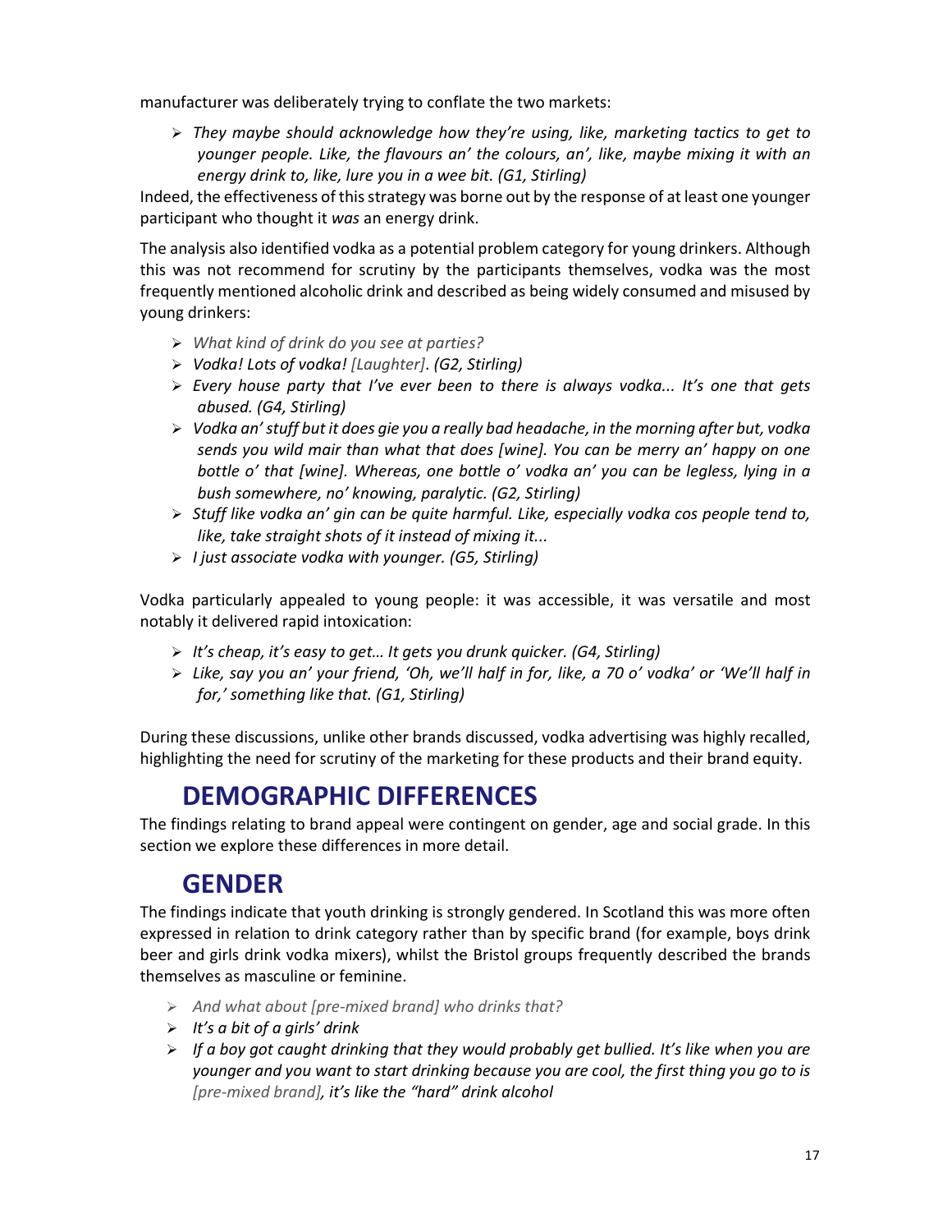manufacturer was deliberately trying to conflate the two markets:

- *They maybe should acknowledge how they're using, like, marketing tactics to get to younger people. Like, the flavours an' the colours, an', like, maybe mixing it with an energy drink to, like, lure you in a wee bit. (G1, Stirling)*

Indeed, the effectiveness of this strategy was borne out by the response of at least one younger participant who thought it *was* an energy drink.

The analysis also identified vodka as a potential problem category for young drinkers. Although this was not recommend for scrutiny by the participants themselves, vodka was the most frequently mentioned alcoholic drink and described as being widely consumed and misused by young drinkers:

- *What kind of drink do you see at parties?*
- *Vodka! Lots of vodka! [Laughter]. (G2, Stirling)*
- *Every house party that I've ever been to there is always vodka... It's one that gets abused. (G4, Stirling)*
- *Vodka an' stuff but it does gie you a really bad headache, in the morning after but, vodka sends you wild mair than what that does [wine]. You can be merry an' happy on one bottle o' that [wine]. Whereas, one bottle o' vodka an' you can be legless, lying in a bush somewhere, no' knowing, paralytic. (G2, Stirling)*
- *Stuff like vodka an' gin can be quite harmful. Like, especially vodka cos people tend to, like, take straight shots of it instead of mixing it...*
- *I just associate vodka with younger. (G5, Stirling)*

Vodka particularly appealed to young people: it was accessible, it was versatile and most notably it delivered rapid intoxication:

- *It's cheap, it's easy to get… It gets you drunk quicker. (G4, Stirling)*
- *Like, say you an' your friend, 'Oh, we'll half in for, like, a 70 o' vodka' or 'We'll half in for,' something like that. (G1, Stirling)*

During these discussions, unlike other brands discussed, vodka advertising was highly recalled, highlighting the need for scrutiny of the marketing for these products and their brand equity.

## DEMOGRAPHIC DIFFERENCES

The findings relating to brand appeal were contingent on gender, age and social grade. In this section we explore these differences in more detail.

## GENDER

The findings indicate that youth drinking is strongly gendered. In Scotland this was more often expressed in relation to drink category rather than by specific brand (for example, boys drink beer and girls drink vodka mixers), whilst the Bristol groups frequently described the brands themselves as masculine or feminine.

- *And what about [pre-mixed brand] who drinks that?*
- *It's a bit of a girls' drink*
- *If a boy got caught drinking that they would probably get bullied. It's like when you are younger and you want to start drinking because you are cool, the first thing you go to is [pre-mixed brand], it's like the "hard" drink alcohol*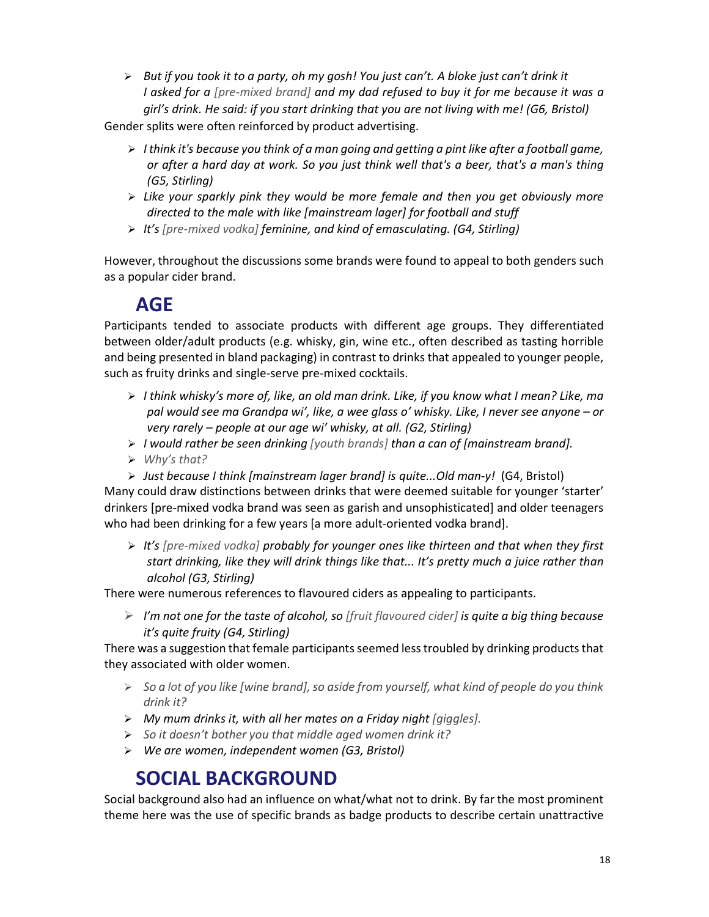- *But if you took it to a party, oh my gosh! You just can't. A bloke just can't drink it I asked for a [pre-mixed brand] and my dad refused to buy it for me because it was a girl's drink. He said: if you start drinking that you are not living with me! (G6, Bristol)*

Gender splits were often reinforced by product advertising.

- *I think it's because you think of a man going and getting a pint like after a football game, or after a hard day at work. So you just think well that's a beer, that's a man's thing (G5, Stirling)*
- *Like your sparkly pink they would be more female and then you get obviously more directed to the male with like [mainstream lager] for football and stuff*
- *It's [pre-mixed vodka] feminine, and kind of emasculating. (G4, Stirling)*

However, throughout the discussions some brands were found to appeal to both genders such as a popular cider brand.

## AGE

Participants tended to associate products with different age groups. They differentiated between older/adult products (e.g. whisky, gin, wine etc., often described as tasting horrible and being presented in bland packaging) in contrast to drinks that appealed to younger people, such as fruity drinks and single-serve pre-mixed cocktails.

- *I think whisky's more of, like, an old man drink. Like, if you know what I mean? Like, ma pal would see ma Grandpa wi', like, a wee glass o' whisky. Like, I never see anyone – or very rarely – people at our age wi' whisky, at all. (G2, Stirling)*
- *I would rather be seen drinking [youth brands] than a can of [mainstream brand].*
- *Why's that?*
- *Just because I think [mainstream lager brand] is quite...Old man-y!* (G4, Bristol)

Many could draw distinctions between drinks that were deemed suitable for younger 'starter' drinkers [pre-mixed vodka brand was seen as garish and unsophisticated] and older teenagers who had been drinking for a few years [a more adult-oriented vodka brand].

- *It's [pre-mixed vodka] probably for younger ones like thirteen and that when they first start drinking, like they will drink things like that... It's pretty much a juice rather than alcohol (G3, Stirling)*

There were numerous references to flavoured ciders as appealing to participants.

- *I'm not one for the taste of alcohol, so [fruit flavoured cider] is quite a big thing because it's quite fruity (G4, Stirling)*

There was a suggestion that female participants seemed less troubled by drinking products that they associated with older women.

- *So a lot of you like [wine brand], so aside from yourself, what kind of people do you think drink it?*
- *My mum drinks it, with all her mates on a Friday night [giggles].*
- *So it doesn't bother you that middle aged women drink it?*
- *We are women, independent women (G3, Bristol)*

## SOCIAL BACKGROUND

Social background also had an influence on what/what not to drink. By far the most prominent theme here was the use of specific brands as badge products to describe certain unattractive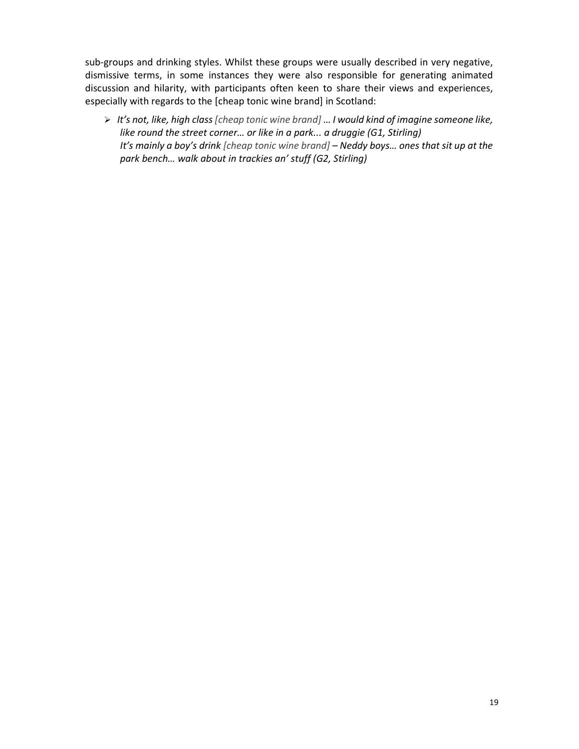sub-groups and drinking styles. Whilst these groups were usually described in very negative, dismissive terms, in some instances they were also responsible for generating animated discussion and hilarity, with participants often keen to share their views and experiences, especially with regards to the [cheap tonic wine brand] in Scotland:

- *It's not, like, high class [cheap tonic wine brand] … I would kind of imagine someone like, like round the street corner… or like in a park... a druggie (G1, Stirling)*
  *It's mainly a boy's drink [cheap tonic wine brand] – Neddy boys… ones that sit up at the park bench… walk about in trackies an' stuff (G2, Stirling)*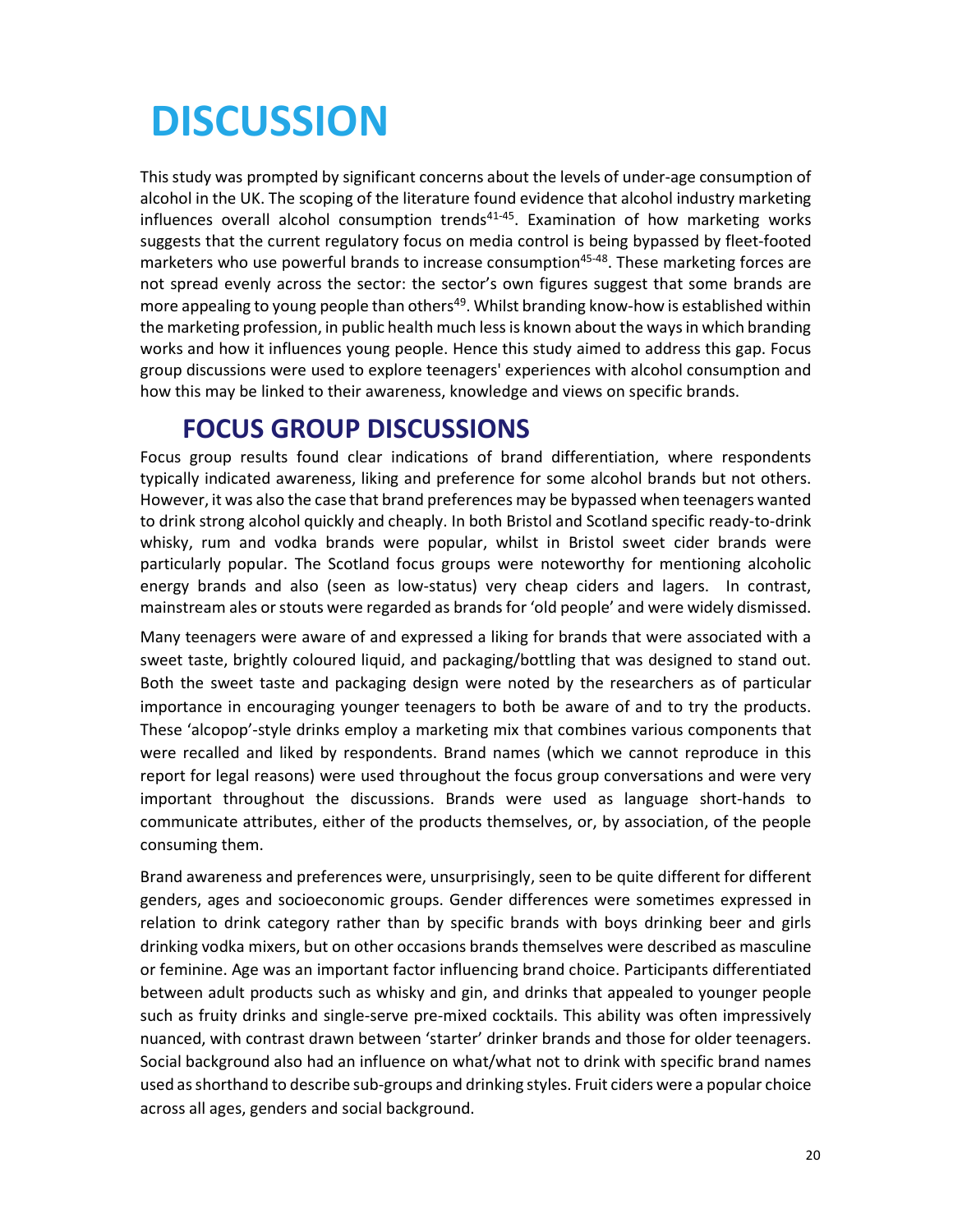# DISCUSSION

This study was prompted by significant concerns about the levels of under-age consumption of alcohol in the UK. The scoping of the literature found evidence that alcohol industry marketing influences overall alcohol consumption trends[41-45]. Examination of how marketing works suggests that the current regulatory focus on media control is being bypassed by fleet-footed marketers who use powerful brands to increase consumption[45-48]. These marketing forces are not spread evenly across the sector: the sector's own figures suggest that some brands are more appealing to young people than others[49]. Whilst branding know-how is established within the marketing profession, in public health much less is known about the ways in which branding works and how it influences young people. Hence this study aimed to address this gap. Focus group discussions were used to explore teenagers' experiences with alcohol consumption and how this may be linked to their awareness, knowledge and views on specific brands.

## FOCUS GROUP DISCUSSIONS

Focus group results found clear indications of brand differentiation, where respondents typically indicated awareness, liking and preference for some alcohol brands but not others. However, it was also the case that brand preferences may be bypassed when teenagers wanted to drink strong alcohol quickly and cheaply. In both Bristol and Scotland specific ready-to-drink whisky, rum and vodka brands were popular, whilst in Bristol sweet cider brands were particularly popular. The Scotland focus groups were noteworthy for mentioning alcoholic energy brands and also (seen as low-status) very cheap ciders and lagers. In contrast, mainstream ales or stouts were regarded as brands for 'old people' and were widely dismissed.

Many teenagers were aware of and expressed a liking for brands that were associated with a sweet taste, brightly coloured liquid, and packaging/bottling that was designed to stand out. Both the sweet taste and packaging design were noted by the researchers as of particular importance in encouraging younger teenagers to both be aware of and to try the products. These 'alcopop'-style drinks employ a marketing mix that combines various components that were recalled and liked by respondents. Brand names (which we cannot reproduce in this report for legal reasons) were used throughout the focus group conversations and were very important throughout the discussions. Brands were used as language short-hands to communicate attributes, either of the products themselves, or, by association, of the people consuming them.

Brand awareness and preferences were, unsurprisingly, seen to be quite different for different genders, ages and socioeconomic groups. Gender differences were sometimes expressed in relation to drink category rather than by specific brands with boys drinking beer and girls drinking vodka mixers, but on other occasions brands themselves were described as masculine or feminine. Age was an important factor influencing brand choice. Participants differentiated between adult products such as whisky and gin, and drinks that appealed to younger people such as fruity drinks and single-serve pre-mixed cocktails. This ability was often impressively nuanced, with contrast drawn between 'starter' drinker brands and those for older teenagers. Social background also had an influence on what/what not to drink with specific brand names used as shorthand to describe sub-groups and drinking styles. Fruit ciders were a popular choice across all ages, genders and social background.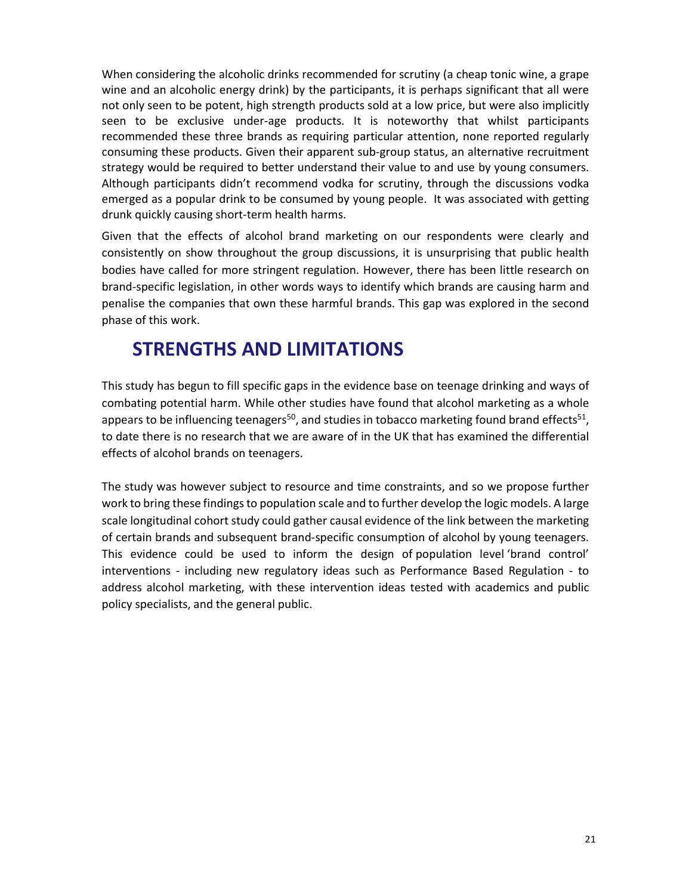When considering the alcoholic drinks recommended for scrutiny (a cheap tonic wine, a grape wine and an alcoholic energy drink) by the participants, it is perhaps significant that all were not only seen to be potent, high strength products sold at a low price, but were also implicitly seen to be exclusive under-age products. It is noteworthy that whilst participants recommended these three brands as requiring particular attention, none reported regularly consuming these products. Given their apparent sub-group status, an alternative recruitment strategy would be required to better understand their value to and use by young consumers. Although participants didn't recommend vodka for scrutiny, through the discussions vodka emerged as a popular drink to be consumed by young people. It was associated with getting drunk quickly causing short-term health harms.

Given that the effects of alcohol brand marketing on our respondents were clearly and consistently on show throughout the group discussions, it is unsurprising that public health bodies have called for more stringent regulation. However, there has been little research on brand-specific legislation, in other words ways to identify which brands are causing harm and penalise the companies that own these harmful brands. This gap was explored in the second phase of this work.

## STRENGTHS AND LIMITATIONS

This study has begun to fill specific gaps in the evidence base on teenage drinking and ways of combating potential harm. While other studies have found that alcohol marketing as a whole appears to be influencing teenagers[50], and studies in tobacco marketing found brand effects[51], to date there is no research that we are aware of in the UK that has examined the differential effects of alcohol brands on teenagers.

The study was however subject to resource and time constraints, and so we propose further work to bring these findings to population scale and to further develop the logic models. A large scale longitudinal cohort study could gather causal evidence of the link between the marketing of certain brands and subsequent brand-specific consumption of alcohol by young teenagers. This evidence could be used to inform the design of population level 'brand control' interventions - including new regulatory ideas such as Performance Based Regulation - to address alcohol marketing, with these intervention ideas tested with academics and public policy specialists, and the general public.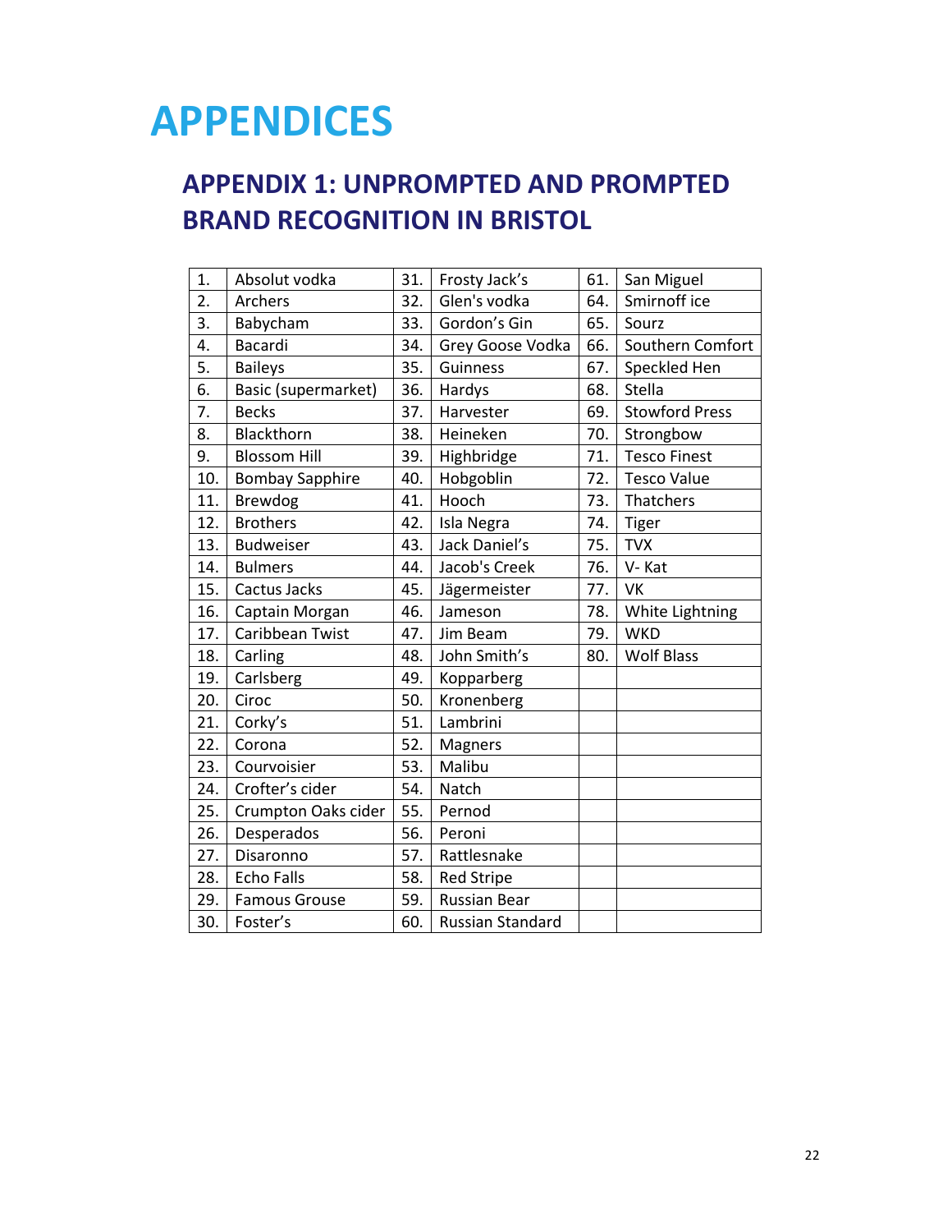# APPENDICES

## APPENDIX 1: UNPROMPTED AND PROMPTED BRAND RECOGNITION IN BRISTOL

| | | | | | |
|---|---|---|---|---|---|
| 1. | Absolut vodka | 31. | Frosty Jack's | 61. | San Miguel |
| 2. | Archers | 32. | Glen's vodka | 64. | Smirnoff ice |
| 3. | Babycham | 33. | Gordon's Gin | 65. | Sourz |
| 4. | Bacardi | 34. | Grey Goose Vodka | 66. | Southern Comfort |
| 5. | Baileys | 35. | Guinness | 67. | Speckled Hen |
| 6. | Basic (supermarket) | 36. | Hardys | 68. | Stella |
| 7. | Becks | 37. | Harvester | 69. | Stowford Press |
| 8. | Blackthorn | 38. | Heineken | 70. | Strongbow |
| 9. | Blossom Hill | 39. | Highbridge | 71. | Tesco Finest |
| 10. | Bombay Sapphire | 40. | Hobgoblin | 72. | Tesco Value |
| 11. | Brewdog | 41. | Hooch | 73. | Thatchers |
| 12. | Brothers | 42. | Isla Negra | 74. | Tiger |
| 13. | Budweiser | 43. | Jack Daniel's | 75. | TVX |
| 14. | Bulmers | 44. | Jacob's Creek | 76. | V- Kat |
| 15. | Cactus Jacks | 45. | Jägermeister | 77. | VK |
| 16. | Captain Morgan | 46. | Jameson | 78. | White Lightning |
| 17. | Caribbean Twist | 47. | Jim Beam | 79. | WKD |
| 18. | Carling | 48. | John Smith's | 80. | Wolf Blass |
| 19. | Carlsberg | 49. | Kopparberg | | |
| 20. | Ciroc | 50. | Kronenberg | | |
| 21. | Corky's | 51. | Lambrini | | |
| 22. | Corona | 52. | Magners | | |
| 23. | Courvoisier | 53. | Malibu | | |
| 24. | Crofter's cider | 54. | Natch | | |
| 25. | Crumpton Oaks cider | 55. | Pernod | | |
| 26. | Desperados | 56. | Peroni | | |
| 27. | Disaronno | 57. | Rattlesnake | | |
| 28. | Echo Falls | 58. | Red Stripe | | |
| 29. | Famous Grouse | 59. | Russian Bear | | |
| 30. | Foster's | 60. | Russian Standard | | |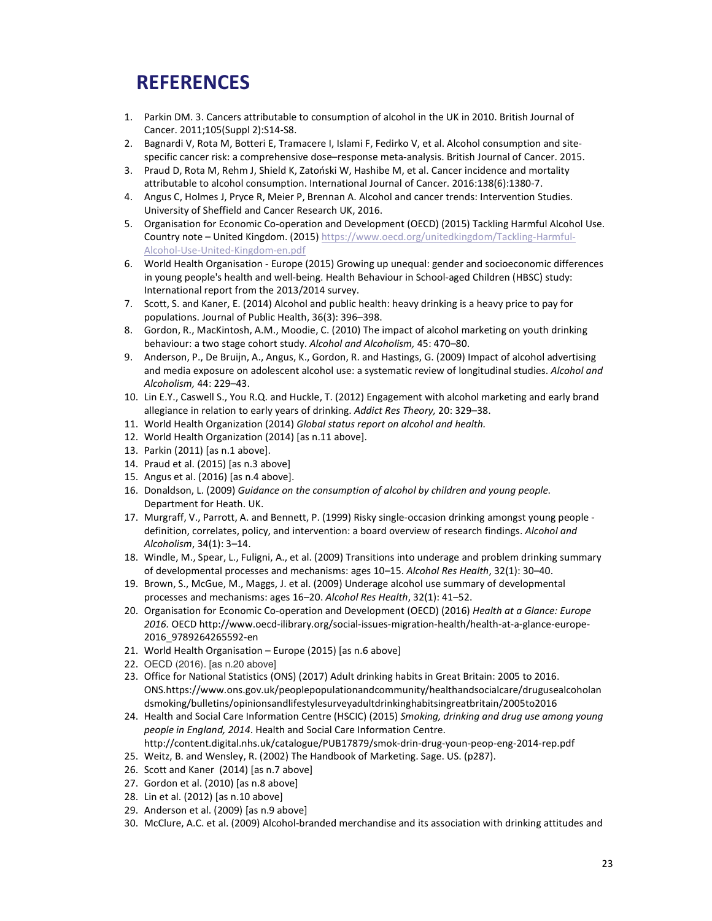# REFERENCES

1. Parkin DM. 3. Cancers attributable to consumption of alcohol in the UK in 2010. British Journal of Cancer. 2011;105(Suppl 2):S14-S8.
2. Bagnardi V, Rota M, Botteri E, Tramacere I, Islami F, Fedirko V, et al. Alcohol consumption and site-specific cancer risk: a comprehensive dose–response meta-analysis. British Journal of Cancer. 2015.
3. Praud D, Rota M, Rehm J, Shield K, Zatoński W, Hashibe M, et al. Cancer incidence and mortality attributable to alcohol consumption. International Journal of Cancer. 2016:138(6):1380-7.
4. Angus C, Holmes J, Pryce R, Meier P, Brennan A. Alcohol and cancer trends: Intervention Studies. University of Sheffield and Cancer Research UK, 2016.
5. Organisation for Economic Co-operation and Development (OECD) (2015) Tackling Harmful Alcohol Use. Country note – United Kingdom. (2015) https://www.oecd.org/unitedkingdom/Tackling-Harmful-Alcohol-Use-United-Kingdom-en.pdf
6. World Health Organisation - Europe (2015) Growing up unequal: gender and socioeconomic differences in young people's health and well-being. Health Behaviour in School-aged Children (HBSC) study: International report from the 2013/2014 survey.
7. Scott, S. and Kaner, E. (2014) Alcohol and public health: heavy drinking is a heavy price to pay for populations. Journal of Public Health, 36(3): 396–398.
8. Gordon, R., MacKintosh, A.M., Moodie, C. (2010) The impact of alcohol marketing on youth drinking behaviour: a two stage cohort study. *Alcohol and Alcoholism,* 45: 470–80.
9. Anderson, P., De Bruijn, A., Angus, K., Gordon, R. and Hastings, G. (2009) Impact of alcohol advertising and media exposure on adolescent alcohol use: a systematic review of longitudinal studies. *Alcohol and Alcoholism,* 44: 229–43.
10. Lin E.Y., Caswell S., You R.Q. and Huckle, T. (2012) Engagement with alcohol marketing and early brand allegiance in relation to early years of drinking. *Addict Res Theory,* 20: 329–38.
11. World Health Organization (2014) *Global status report on alcohol and health.*
12. World Health Organization (2014) [as n.11 above].
13. Parkin (2011) [as n.1 above].
14. Praud et al. (2015) [as n.3 above]
15. Angus et al. (2016) [as n.4 above].
16. Donaldson, L. (2009) *Guidance on the consumption of alcohol by children and young people.* Department for Heath. UK.
17. Murgraff, V., Parrott, A. and Bennett, P. (1999) Risky single-occasion drinking amongst young people - definition, correlates, policy, and intervention: a board overview of research findings. *Alcohol and Alcoholism*, 34(1): 3–14.
18. Windle, M., Spear, L., Fuligni, A., et al. (2009) Transitions into underage and problem drinking summary of developmental processes and mechanisms: ages 10–15. *Alcohol Res Health*, 32(1): 30–40.
19. Brown, S., McGue, M., Maggs, J. et al. (2009) Underage alcohol use summary of developmental processes and mechanisms: ages 16–20. *Alcohol Res Health*, 32(1): 41–52.
20. Organisation for Economic Co-operation and Development (OECD) (2016) *Health at a Glance: Europe 2016.* OECD http://www.oecd-ilibrary.org/social-issues-migration-health/health-at-a-glance-europe-2016_9789264265592-en
21. World Health Organisation – Europe (2015) [as n.6 above]
22. OECD (2016). [as n.20 above]
23. Office for National Statistics (ONS) (2017) Adult drinking habits in Great Britain: 2005 to 2016. ONS.https://www.ons.gov.uk/peoplepopulationandcommunity/healthandsocialcare/drugusealcoholandsmoking/bulletins/opinionsandlifestylesurveyadultdrinkinghabitsingreatbritain/2005to2016
24. Health and Social Care Information Centre (HSCIC) (2015) *Smoking, drinking and drug use among young people in England, 2014*. Health and Social Care Information Centre. http://content.digital.nhs.uk/catalogue/PUB17879/smok-drin-drug-youn-peop-eng-2014-rep.pdf
25. Weitz, B. and Wensley, R. (2002) The Handbook of Marketing. Sage. US. (p287).
26. Scott and Kaner (2014) [as n.7 above]
27. Gordon et al. (2010) [as n.8 above]
28. Lin et al. (2012) [as n.10 above]
29. Anderson et al. (2009) [as n.9 above]
30. McClure, A.C. et al. (2009) Alcohol-branded merchandise and its association with drinking attitudes and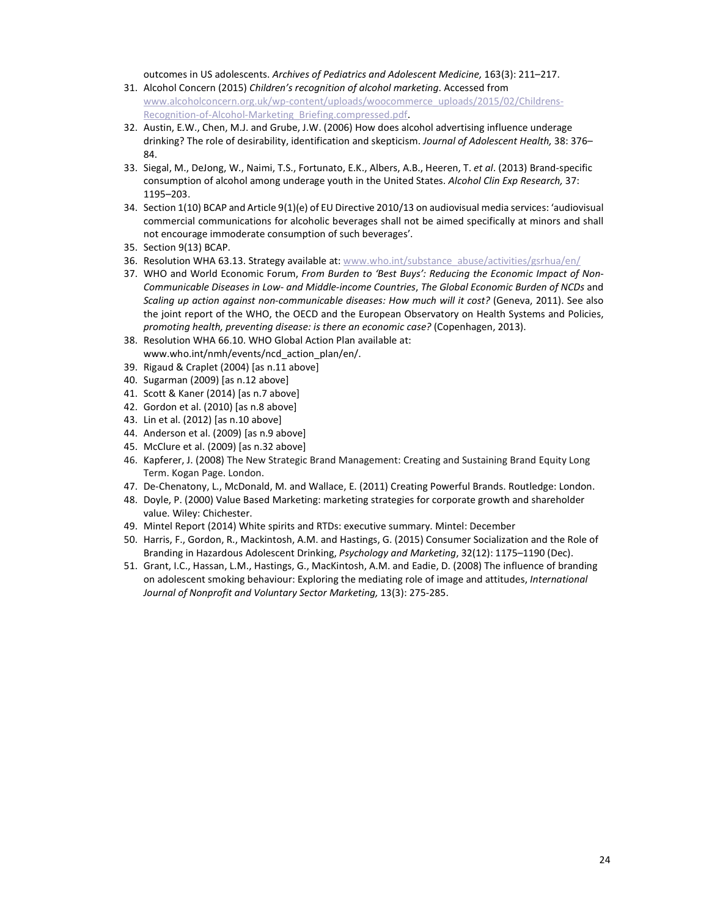outcomes in US adolescents. *Archives of Pediatrics and Adolescent Medicine,* 163(3): 211–217.

31. Alcohol Concern (2015) *Children's recognition of alcohol marketing*. Accessed from www.alcoholconcern.org.uk/wp-content/uploads/woocommerce_uploads/2015/02/Childrens-Recognition-of-Alcohol-Marketing_Briefing.compressed.pdf.
32. Austin, E.W., Chen, M.J. and Grube, J.W. (2006) How does alcohol advertising influence underage drinking? The role of desirability, identification and skepticism. *Journal of Adolescent Health,* 38: 376–84.
33. Siegal, M., DeJong, W., Naimi, T.S., Fortunato, E.K., Albers, A.B., Heeren, T. *et al*. (2013) Brand-specific consumption of alcohol among underage youth in the United States. *Alcohol Clin Exp Research,* 37: 1195–203.
34. Section 1(10) BCAP and Article 9(1)(e) of EU Directive 2010/13 on audiovisual media services: 'audiovisual commercial communications for alcoholic beverages shall not be aimed specifically at minors and shall not encourage immoderate consumption of such beverages'.
35. Section 9(13) BCAP.
36. Resolution WHA 63.13. Strategy available at: www.who.int/substance_abuse/activities/gsrhua/en/
37. WHO and World Economic Forum, *From Burden to 'Best Buys': Reducing the Economic Impact of Non-Communicable Diseases in Low- and Middle-income Countries*, *The Global Economic Burden of NCDs* and *Scaling up action against non-communicable diseases: How much will it cost?* (Geneva, 2011). See also the joint report of the WHO, the OECD and the European Observatory on Health Systems and Policies, *promoting health, preventing disease: is there an economic case?* (Copenhagen, 2013).
38. Resolution WHA 66.10. WHO Global Action Plan available at: www.who.int/nmh/events/ncd_action_plan/en/.
39. Rigaud & Craplet (2004) [as n.11 above]
40. Sugarman (2009) [as n.12 above]
41. Scott & Kaner (2014) [as n.7 above]
42. Gordon et al. (2010) [as n.8 above]
43. Lin et al. (2012) [as n.10 above]
44. Anderson et al. (2009) [as n.9 above]
45. McClure et al. (2009) [as n.32 above]
46. Kapferer, J. (2008) The New Strategic Brand Management: Creating and Sustaining Brand Equity Long Term. Kogan Page. London.
47. De-Chenatony, L., McDonald, M. and Wallace, E. (2011) Creating Powerful Brands. Routledge: London.
48. Doyle, P. (2000) Value Based Marketing: marketing strategies for corporate growth and shareholder value. Wiley: Chichester.
49. Mintel Report (2014) White spirits and RTDs: executive summary. Mintel: December
50. Harris, F., Gordon, R., Mackintosh, A.M. and Hastings, G. (2015) Consumer Socialization and the Role of Branding in Hazardous Adolescent Drinking, *Psychology and Marketing*, 32(12): 1175–1190 (Dec).
51. Grant, I.C., Hassan, L.M., Hastings, G., MacKintosh, A.M. and Eadie, D. (2008) The influence of branding on adolescent smoking behaviour: Exploring the mediating role of image and attitudes, *International Journal of Nonprofit and Voluntary Sector Marketing,* 13(3): 275-285.